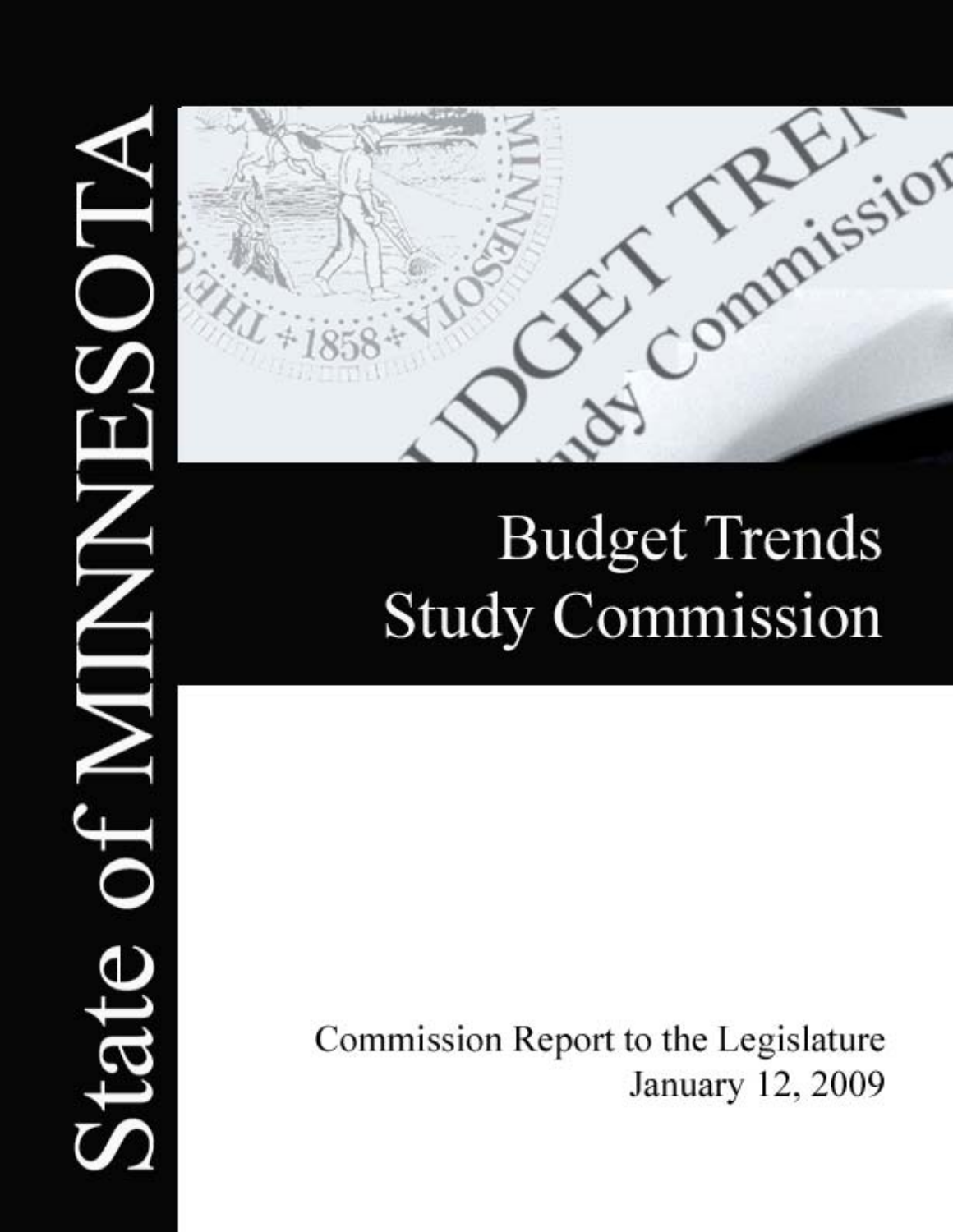# State of MINNESOTA

# Budget Trends Study Commission

Commission Report to the Legislature
January 12, 2009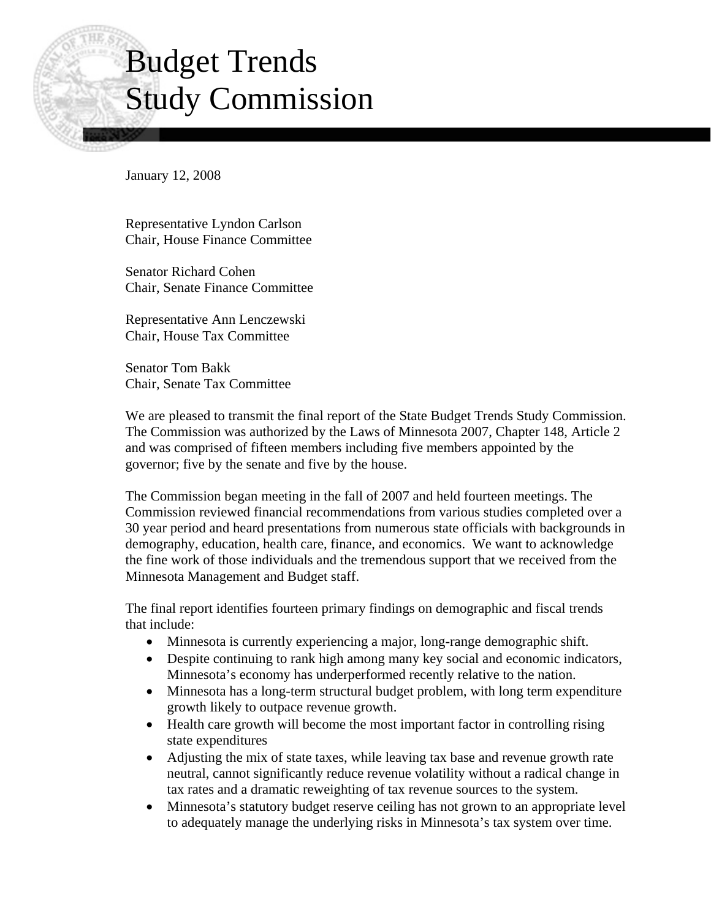# Budget Trends Study Commission

January 12, 2008

Representative Lyndon Carlson
Chair, House Finance Committee

Senator Richard Cohen
Chair, Senate Finance Committee

Representative Ann Lenczewski
Chair, House Tax Committee

Senator Tom Bakk
Chair, Senate Tax Committee

We are pleased to transmit the final report of the State Budget Trends Study Commission. The Commission was authorized by the Laws of Minnesota 2007, Chapter 148, Article 2 and was comprised of fifteen members including five members appointed by the governor; five by the senate and five by the house.

The Commission began meeting in the fall of 2007 and held fourteen meetings. The Commission reviewed financial recommendations from various studies completed over a 30 year period and heard presentations from numerous state officials with backgrounds in demography, education, health care, finance, and economics. We want to acknowledge the fine work of those individuals and the tremendous support that we received from the Minnesota Management and Budget staff.

The final report identifies fourteen primary findings on demographic and fiscal trends that include:

- Minnesota is currently experiencing a major, long-range demographic shift.
- Despite continuing to rank high among many key social and economic indicators, Minnesota's economy has underperformed recently relative to the nation.
- Minnesota has a long-term structural budget problem, with long term expenditure growth likely to outpace revenue growth.
- Health care growth will become the most important factor in controlling rising state expenditures
- Adjusting the mix of state taxes, while leaving tax base and revenue growth rate neutral, cannot significantly reduce revenue volatility without a radical change in tax rates and a dramatic reweighting of tax revenue sources to the system.
- Minnesota's statutory budget reserve ceiling has not grown to an appropriate level to adequately manage the underlying risks in Minnesota's tax system over time.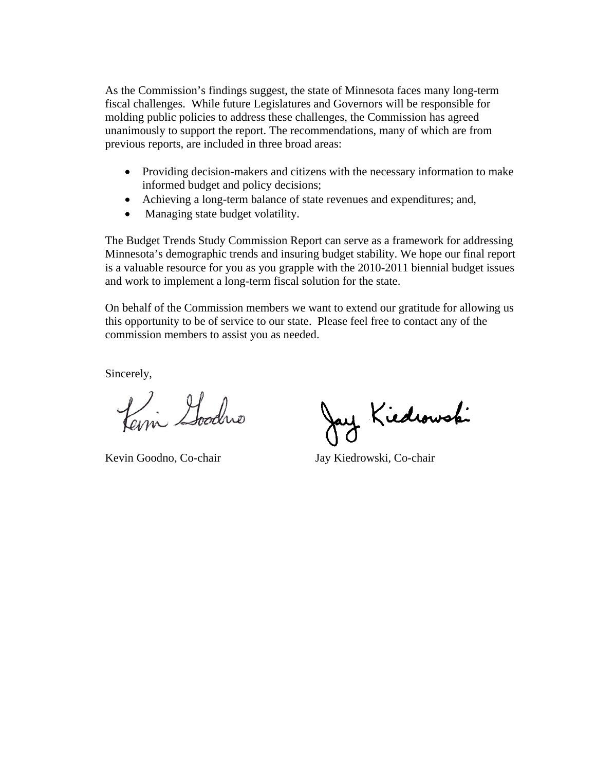As the Commission's findings suggest, the state of Minnesota faces many long-term fiscal challenges. While future Legislatures and Governors will be responsible for molding public policies to address these challenges, the Commission has agreed unanimously to support the report. The recommendations, many of which are from previous reports, are included in three broad areas:

- Providing decision-makers and citizens with the necessary information to make informed budget and policy decisions;
- Achieving a long-term balance of state revenues and expenditures; and,
- Managing state budget volatility.

The Budget Trends Study Commission Report can serve as a framework for addressing Minnesota's demographic trends and insuring budget stability. We hope our final report is a valuable resource for you as you grapple with the 2010-2011 biennial budget issues and work to implement a long-term fiscal solution for the state.

On behalf of the Commission members we want to extend our gratitude for allowing us this opportunity to be of service to our state. Please feel free to contact any of the commission members to assist you as needed.

Sincerely,

Kevin Goodno, Co-chair

Jay Kiedrowski, Co-chair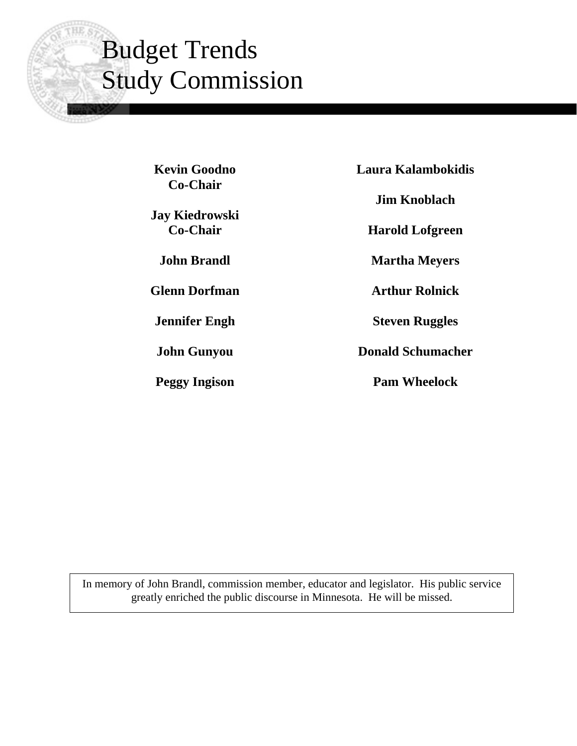# Budget Trends Study Commission

**Kevin Goodno**
**Co-Chair**

**Jay Kiedrowski**
**Co-Chair**

**John Brandl**

**Glenn Dorfman**

**Jennifer Engh**

**John Gunyou**

**Peggy Ingison**

**Laura Kalambokidis**

**Jim Knoblach**

**Harold Lofgreen**

**Martha Meyers**

**Arthur Rolnick**

**Steven Ruggles**

**Donald Schumacher**

**Pam Wheelock**

In memory of John Brandl, commission member, educator and legislator. His public service greatly enriched the public discourse in Minnesota. He will be missed.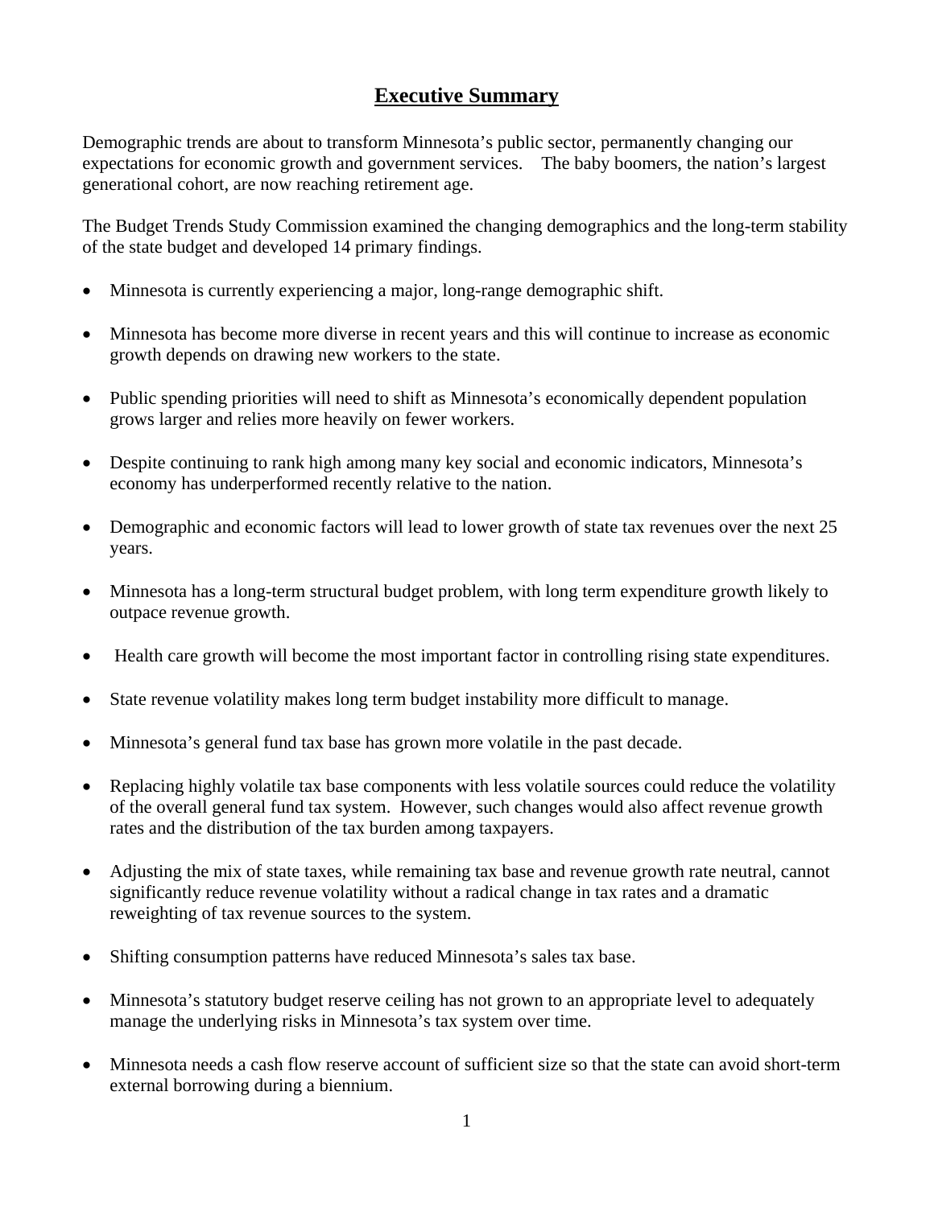## Executive Summary

Demographic trends are about to transform Minnesota's public sector, permanently changing our expectations for economic growth and government services. The baby boomers, the nation's largest generational cohort, are now reaching retirement age.

The Budget Trends Study Commission examined the changing demographics and the long-term stability of the state budget and developed 14 primary findings.

- Minnesota is currently experiencing a major, long-range demographic shift.
- Minnesota has become more diverse in recent years and this will continue to increase as economic growth depends on drawing new workers to the state.
- Public spending priorities will need to shift as Minnesota's economically dependent population grows larger and relies more heavily on fewer workers.
- Despite continuing to rank high among many key social and economic indicators, Minnesota's economy has underperformed recently relative to the nation.
- Demographic and economic factors will lead to lower growth of state tax revenues over the next 25 years.
- Minnesota has a long-term structural budget problem, with long term expenditure growth likely to outpace revenue growth.
- Health care growth will become the most important factor in controlling rising state expenditures.
- State revenue volatility makes long term budget instability more difficult to manage.
- Minnesota's general fund tax base has grown more volatile in the past decade.
- Replacing highly volatile tax base components with less volatile sources could reduce the volatility of the overall general fund tax system. However, such changes would also affect revenue growth rates and the distribution of the tax burden among taxpayers.
- Adjusting the mix of state taxes, while remaining tax base and revenue growth rate neutral, cannot significantly reduce revenue volatility without a radical change in tax rates and a dramatic reweighting of tax revenue sources to the system.
- Shifting consumption patterns have reduced Minnesota's sales tax base.
- Minnesota's statutory budget reserve ceiling has not grown to an appropriate level to adequately manage the underlying risks in Minnesota's tax system over time.
- Minnesota needs a cash flow reserve account of sufficient size so that the state can avoid short-term external borrowing during a biennium.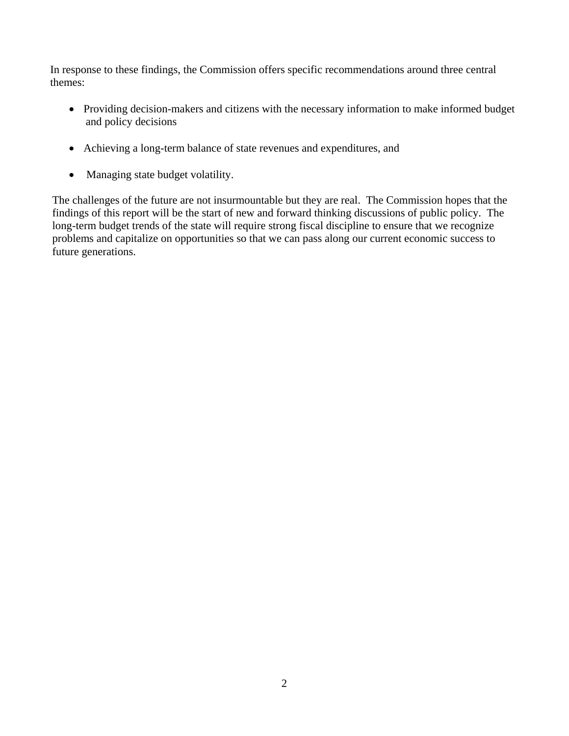In response to these findings, the Commission offers specific recommendations around three central themes:

- Providing decision-makers and citizens with the necessary information to make informed budget and policy decisions
- Achieving a long-term balance of state revenues and expenditures, and
- Managing state budget volatility.

The challenges of the future are not insurmountable but they are real. The Commission hopes that the findings of this report will be the start of new and forward thinking discussions of public policy. The long-term budget trends of the state will require strong fiscal discipline to ensure that we recognize problems and capitalize on opportunities so that we can pass along our current economic success to future generations.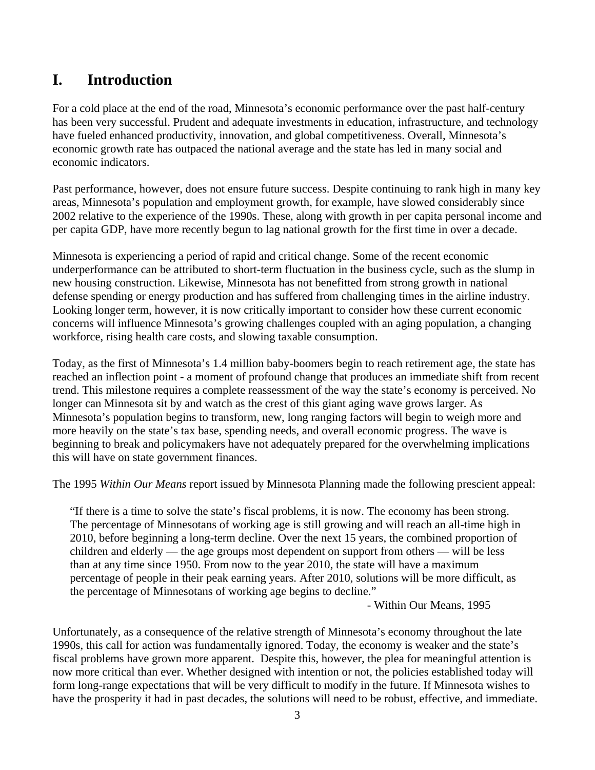# I. Introduction

For a cold place at the end of the road, Minnesota's economic performance over the past half-century has been very successful. Prudent and adequate investments in education, infrastructure, and technology have fueled enhanced productivity, innovation, and global competitiveness. Overall, Minnesota's economic growth rate has outpaced the national average and the state has led in many social and economic indicators.

Past performance, however, does not ensure future success. Despite continuing to rank high in many key areas, Minnesota's population and employment growth, for example, have slowed considerably since 2002 relative to the experience of the 1990s. These, along with growth in per capita personal income and per capita GDP, have more recently begun to lag national growth for the first time in over a decade.

Minnesota is experiencing a period of rapid and critical change. Some of the recent economic underperformance can be attributed to short-term fluctuation in the business cycle, such as the slump in new housing construction. Likewise, Minnesota has not benefitted from strong growth in national defense spending or energy production and has suffered from challenging times in the airline industry. Looking longer term, however, it is now critically important to consider how these current economic concerns will influence Minnesota's growing challenges coupled with an aging population, a changing workforce, rising health care costs, and slowing taxable consumption.

Today, as the first of Minnesota's 1.4 million baby-boomers begin to reach retirement age, the state has reached an inflection point - a moment of profound change that produces an immediate shift from recent trend. This milestone requires a complete reassessment of the way the state's economy is perceived. No longer can Minnesota sit by and watch as the crest of this giant aging wave grows larger. As Minnesota's population begins to transform, new, long ranging factors will begin to weigh more and more heavily on the state's tax base, spending needs, and overall economic progress. The wave is beginning to break and policymakers have not adequately prepared for the overwhelming implications this will have on state government finances.

The 1995 *Within Our Means* report issued by Minnesota Planning made the following prescient appeal:

> "If there is a time to solve the state's fiscal problems, it is now. The economy has been strong. The percentage of Minnesotans of working age is still growing and will reach an all-time high in 2010, before beginning a long-term decline. Over the next 15 years, the combined proportion of children and elderly — the age groups most dependent on support from others — will be less than at any time since 1950. From now to the year 2010, the state will have a maximum percentage of people in their peak earning years. After 2010, solutions will be more difficult, as the percentage of Minnesotans of working age begins to decline."
>
> \- Within Our Means, 1995

Unfortunately, as a consequence of the relative strength of Minnesota's economy throughout the late 1990s, this call for action was fundamentally ignored. Today, the economy is weaker and the state's fiscal problems have grown more apparent. Despite this, however, the plea for meaningful attention is now more critical than ever. Whether designed with intention or not, the policies established today will form long-range expectations that will be very difficult to modify in the future. If Minnesota wishes to have the prosperity it had in past decades, the solutions will need to be robust, effective, and immediate.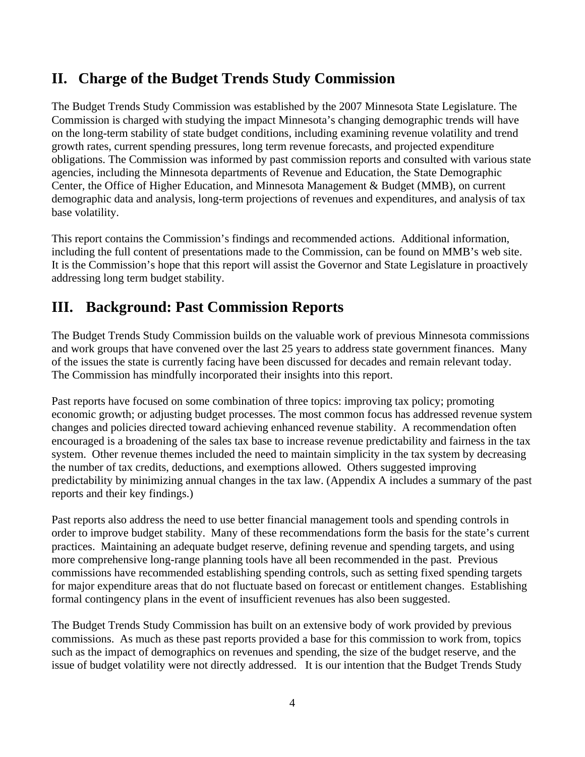## II. Charge of the Budget Trends Study Commission

The Budget Trends Study Commission was established by the 2007 Minnesota State Legislature. The Commission is charged with studying the impact Minnesota's changing demographic trends will have on the long-term stability of state budget conditions, including examining revenue volatility and trend growth rates, current spending pressures, long term revenue forecasts, and projected expenditure obligations. The Commission was informed by past commission reports and consulted with various state agencies, including the Minnesota departments of Revenue and Education, the State Demographic Center, the Office of Higher Education, and Minnesota Management & Budget (MMB), on current demographic data and analysis, long-term projections of revenues and expenditures, and analysis of tax base volatility.

This report contains the Commission's findings and recommended actions. Additional information, including the full content of presentations made to the Commission, can be found on MMB's web site. It is the Commission's hope that this report will assist the Governor and State Legislature in proactively addressing long term budget stability.

## III. Background: Past Commission Reports

The Budget Trends Study Commission builds on the valuable work of previous Minnesota commissions and work groups that have convened over the last 25 years to address state government finances. Many of the issues the state is currently facing have been discussed for decades and remain relevant today. The Commission has mindfully incorporated their insights into this report.

Past reports have focused on some combination of three topics: improving tax policy; promoting economic growth; or adjusting budget processes. The most common focus has addressed revenue system changes and policies directed toward achieving enhanced revenue stability. A recommendation often encouraged is a broadening of the sales tax base to increase revenue predictability and fairness in the tax system. Other revenue themes included the need to maintain simplicity in the tax system by decreasing the number of tax credits, deductions, and exemptions allowed. Others suggested improving predictability by minimizing annual changes in the tax law. (Appendix A includes a summary of the past reports and their key findings.)

Past reports also address the need to use better financial management tools and spending controls in order to improve budget stability. Many of these recommendations form the basis for the state's current practices. Maintaining an adequate budget reserve, defining revenue and spending targets, and using more comprehensive long-range planning tools have all been recommended in the past. Previous commissions have recommended establishing spending controls, such as setting fixed spending targets for major expenditure areas that do not fluctuate based on forecast or entitlement changes. Establishing formal contingency plans in the event of insufficient revenues has also been suggested.

The Budget Trends Study Commission has built on an extensive body of work provided by previous commissions. As much as these past reports provided a base for this commission to work from, topics such as the impact of demographics on revenues and spending, the size of the budget reserve, and the issue of budget volatility were not directly addressed. It is our intention that the Budget Trends Study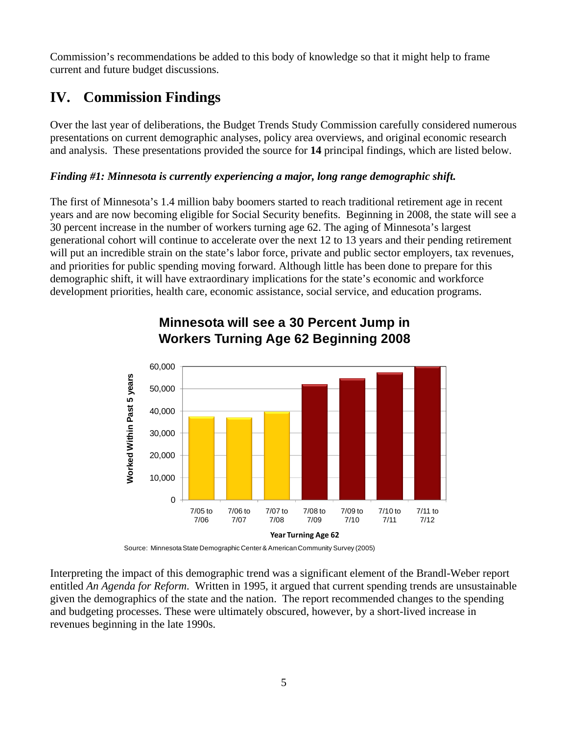Commission's recommendations be added to this body of knowledge so that it might help to frame current and future budget discussions.

# IV. Commission Findings

Over the last year of deliberations, the Budget Trends Study Commission carefully considered numerous presentations on current demographic analyses, policy area overviews, and original economic research and analysis. These presentations provided the source for **14** principal findings, which are listed below.

***Finding #1: Minnesota is currently experiencing a major, long range demographic shift.***

The first of Minnesota's 1.4 million baby boomers started to reach traditional retirement age in recent years and are now becoming eligible for Social Security benefits. Beginning in 2008, the state will see a 30 percent increase in the number of workers turning age 62. The aging of Minnesota's largest generational cohort will continue to accelerate over the next 12 to 13 years and their pending retirement will put an incredible strain on the state's labor force, private and public sector employers, tax revenues, and priorities for public spending moving forward. Although little has been done to prepare for this demographic shift, it will have extraordinary implications for the state's economic and workforce development priorities, health care, economic assistance, social service, and education programs.

**Minnesota will see a 30 Percent Jump in Workers Turning Age 62 Beginning 2008**

| Year Turning Age 62 | Worked Within Past 5 years (approx.) |
|---|---|
| 7/05 to 7/06 | 37,500 |
| 7/06 to 7/07 | 37,000 |
| 7/07 to 7/08 | 39,500 |
| 7/08 to 7/09 | 52,000 |
| 7/09 to 7/10 | 54,500 |
| 7/10 to 7/11 | 57,000 |
| 7/11 to 7/12 | 60,000 |

Source: Minnesota State Demographic Center & American Community Survey (2005)

Interpreting the impact of this demographic trend was a significant element of the Brandl-Weber report entitled *An Agenda for Reform*. Written in 1995, it argued that current spending trends are unsustainable given the demographics of the state and the nation. The report recommended changes to the spending and budgeting processes. These were ultimately obscured, however, by a short-lived increase in revenues beginning in the late 1990s.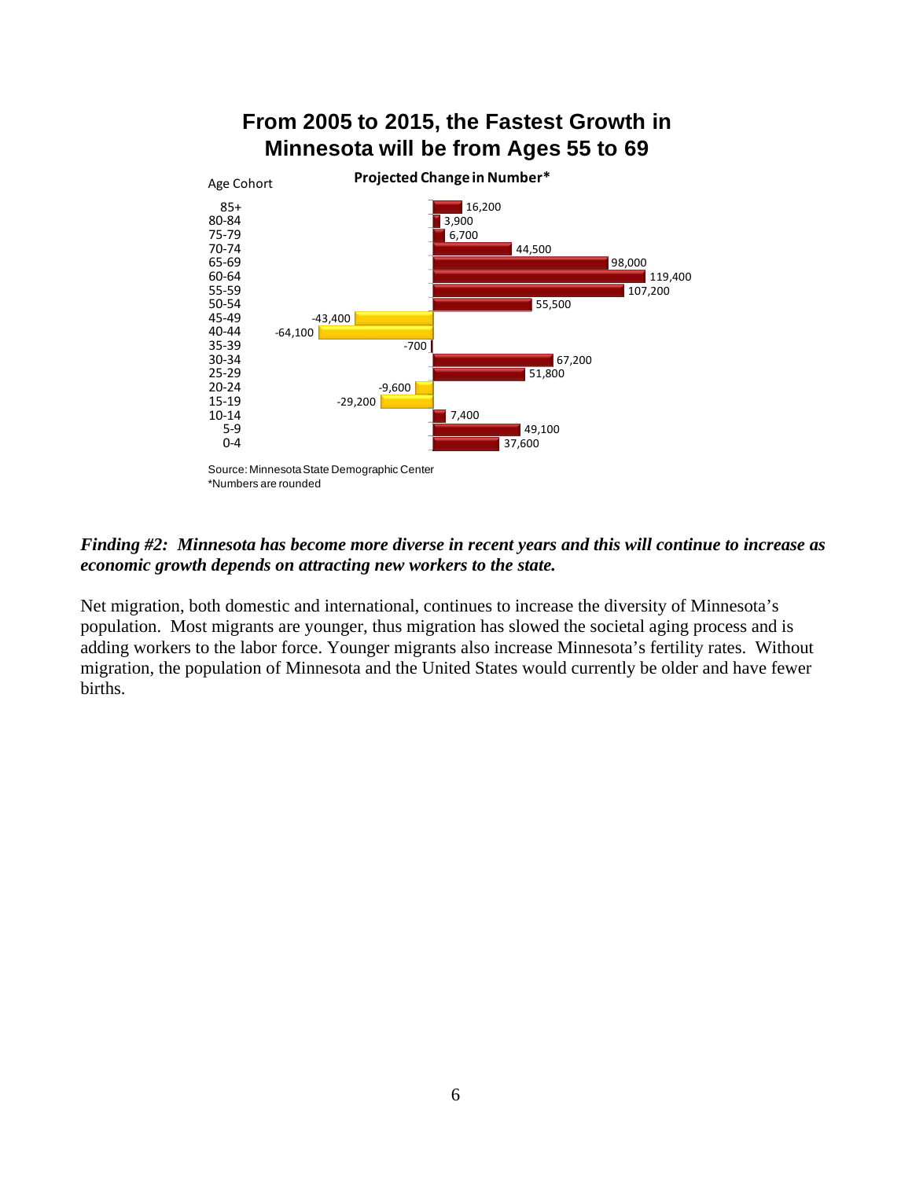## From 2005 to 2015, the Fastest Growth in Minnesota will be from Ages 55 to 69

**Projected Change in Number***

| Age Cohort | Projected Change in Number* |
|---|---|
| 85+ | 16,200 |
| 80-84 | 3,900 |
| 75-79 | 6,700 |
| 70-74 | 44,500 |
| 65-69 | 98,000 |
| 60-64 | 119,400 |
| 55-59 | 107,200 |
| 50-54 | 55,500 |
| 45-49 | -43,400 |
| 40-44 | -64,100 |
| 35-39 | -700 |
| 30-34 | 67,200 |
| 25-29 | 51,800 |
| 20-24 | -9,600 |
| 15-19 | -29,200 |
| 10-14 | 7,400 |
| 5-9 | 49,100 |
| 0-4 | 37,600 |

Source: Minnesota State Demographic Center
*Numbers are rounded

***Finding #2: Minnesota has become more diverse in recent years and this will continue to increase as economic growth depends on attracting new workers to the state.***

Net migration, both domestic and international, continues to increase the diversity of Minnesota's population. Most migrants are younger, thus migration has slowed the societal aging process and is adding workers to the labor force. Younger migrants also increase Minnesota's fertility rates. Without migration, the population of Minnesota and the United States would currently be older and have fewer births.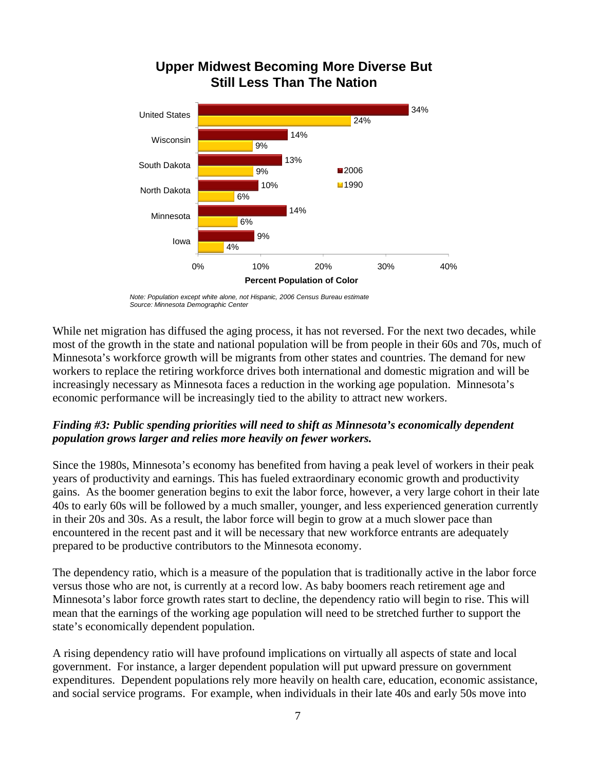**Upper Midwest Becoming More Diverse But Still Less Than The Nation**

| | 2006 | 1990 |
|---|---|---|
| United States | 34% | 24% |
| Wisconsin | 14% | 9% |
| South Dakota | 13% | 9% |
| North Dakota | 10% | 6% |
| Minnesota | 14% | 6% |
| Iowa | 9% | 4% |

Percent Population of Color

*Note: Population except white alone, not Hispanic, 2006 Census Bureau estimate*
*Source: Minnesota Demographic Center*

While net migration has diffused the aging process, it has not reversed. For the next two decades, while most of the growth in the state and national population will be from people in their 60s and 70s, much of Minnesota's workforce growth will be migrants from other states and countries. The demand for new workers to replace the retiring workforce drives both international and domestic migration and will be increasingly necessary as Minnesota faces a reduction in the working age population. Minnesota's economic performance will be increasingly tied to the ability to attract new workers.

***Finding #3: Public spending priorities will need to shift as Minnesota's economically dependent population grows larger and relies more heavily on fewer workers.***

Since the 1980s, Minnesota's economy has benefited from having a peak level of workers in their peak years of productivity and earnings. This has fueled extraordinary economic growth and productivity gains. As the boomer generation begins to exit the labor force, however, a very large cohort in their late 40s to early 60s will be followed by a much smaller, younger, and less experienced generation currently in their 20s and 30s. As a result, the labor force will begin to grow at a much slower pace than encountered in the recent past and it will be necessary that new workforce entrants are adequately prepared to be productive contributors to the Minnesota economy.

The dependency ratio, which is a measure of the population that is traditionally active in the labor force versus those who are not, is currently at a record low. As baby boomers reach retirement age and Minnesota's labor force growth rates start to decline, the dependency ratio will begin to rise. This will mean that the earnings of the working age population will need to be stretched further to support the state's economically dependent population.

A rising dependency ratio will have profound implications on virtually all aspects of state and local government. For instance, a larger dependent population will put upward pressure on government expenditures. Dependent populations rely more heavily on health care, education, economic assistance, and social service programs. For example, when individuals in their late 40s and early 50s move into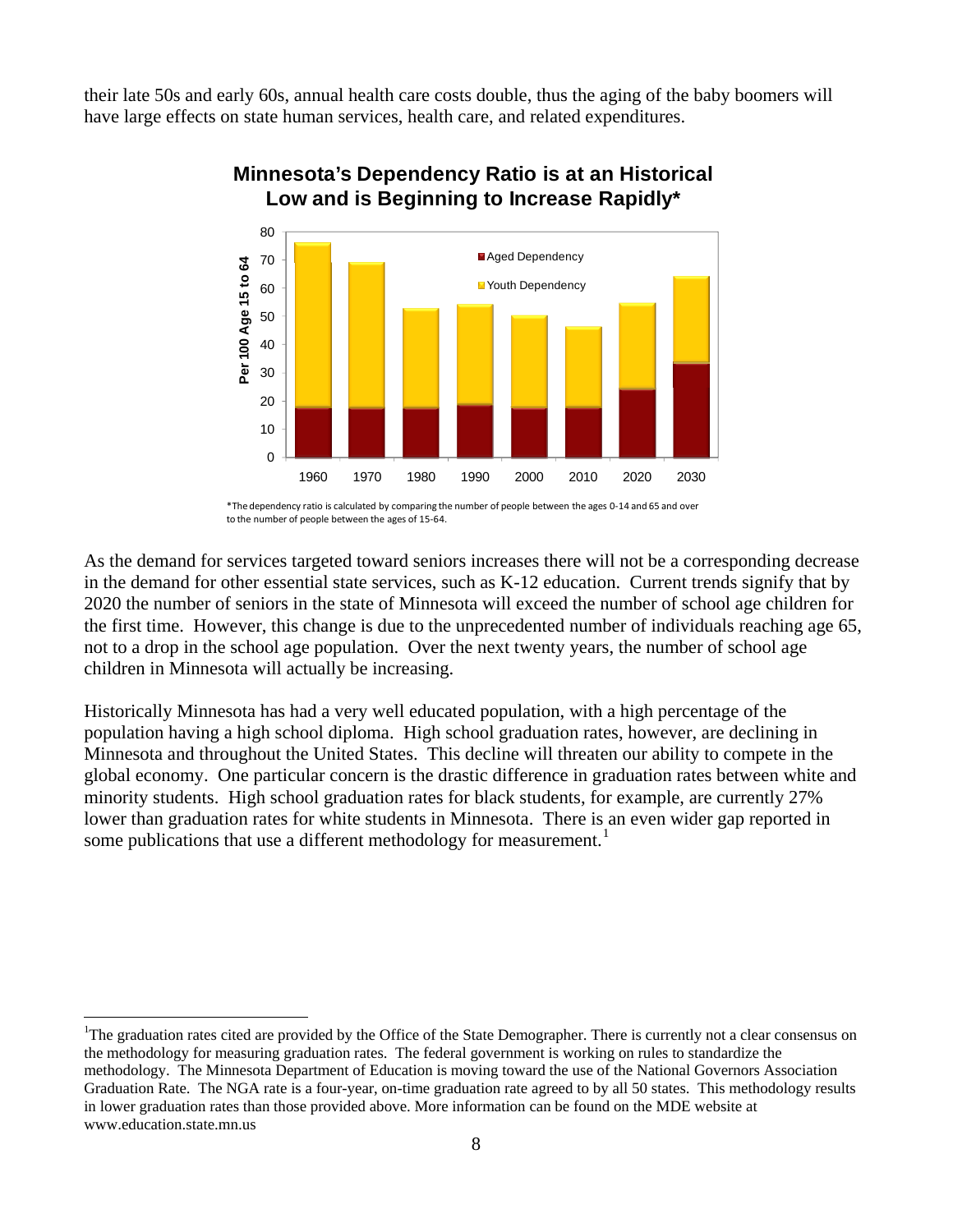their late 50s and early 60s, annual health care costs double, thus the aging of the baby boomers will have large effects on state human services, health care, and related expenditures.

**Minnesota's Dependency Ratio is at an Historical Low and is Beginning to Increase Rapidly***

\*The dependency ratio is calculated by comparing the number of people between the ages 0-14 and 65 and over to the number of people between the ages of 15-64.

As the demand for services targeted toward seniors increases there will not be a corresponding decrease in the demand for other essential state services, such as K-12 education. Current trends signify that by 2020 the number of seniors in the state of Minnesota will exceed the number of school age children for the first time. However, this change is due to the unprecedented number of individuals reaching age 65, not to a drop in the school age population. Over the next twenty years, the number of school age children in Minnesota will actually be increasing.

Historically Minnesota has had a very well educated population, with a high percentage of the population having a high school diploma. High school graduation rates, however, are declining in Minnesota and throughout the United States. This decline will threaten our ability to compete in the global economy. One particular concern is the drastic difference in graduation rates between white and minority students. High school graduation rates for black students, for example, are currently 27% lower than graduation rates for white students in Minnesota. There is an even wider gap reported in some publications that use a different methodology for measurement.[1]

---

[1] The graduation rates cited are provided by the Office of the State Demographer. There is currently not a clear consensus on the methodology for measuring graduation rates. The federal government is working on rules to standardize the methodology. The Minnesota Department of Education is moving toward the use of the National Governors Association Graduation Rate. The NGA rate is a four-year, on-time graduation rate agreed to by all 50 states. This methodology results in lower graduation rates than those provided above. More information can be found on the MDE website at www.education.state.mn.us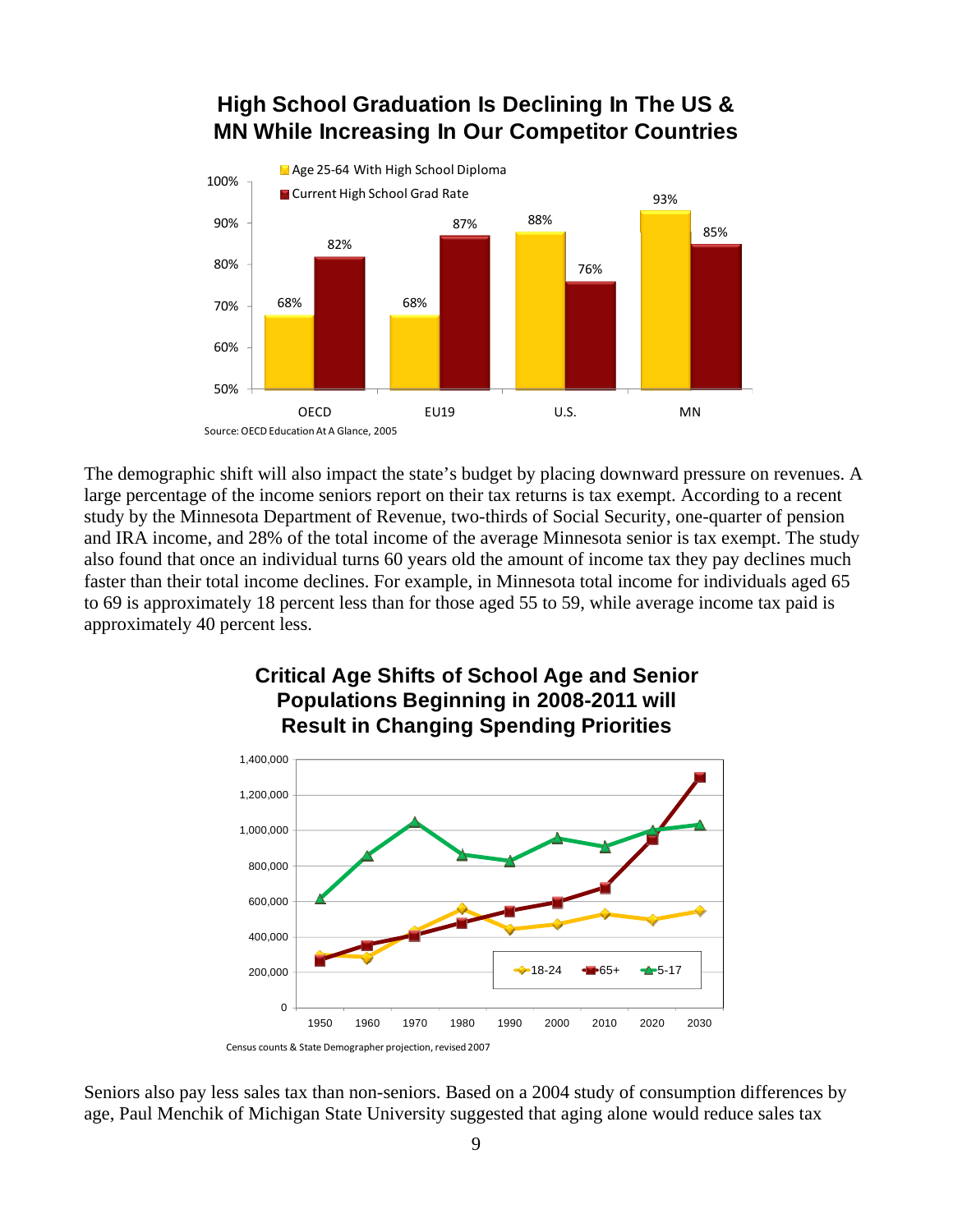**High School Graduation Is Declining In The US & MN While Increasing In Our Competitor Countries**

| | Age 25-64 With High School Diploma | Current High School Grad Rate |
|---|---|---|
| OECD | 68% | 82% |
| EU19 | 68% | 87% |
| U.S. | 88% | 76% |
| MN | 93% | 85% |

Source: OECD Education At A Glance, 2005

The demographic shift will also impact the state's budget by placing downward pressure on revenues. A large percentage of the income seniors report on their tax returns is tax exempt. According to a recent study by the Minnesota Department of Revenue, two-thirds of Social Security, one-quarter of pension and IRA income, and 28% of the total income of the average Minnesota senior is tax exempt. The study also found that once an individual turns 60 years old the amount of income tax they pay declines much faster than their total income declines. For example, in Minnesota total income for individuals aged 65 to 69 is approximately 18 percent less than for those aged 55 to 59, while average income tax paid is approximately 40 percent less.

**Critical Age Shifts of School Age and Senior Populations Beginning in 2008-2011 will Result in Changing Spending Priorities**

Census counts & State Demographer projection, revised 2007

Seniors also pay less sales tax than non-seniors. Based on a 2004 study of consumption differences by age, Paul Menchik of Michigan State University suggested that aging alone would reduce sales tax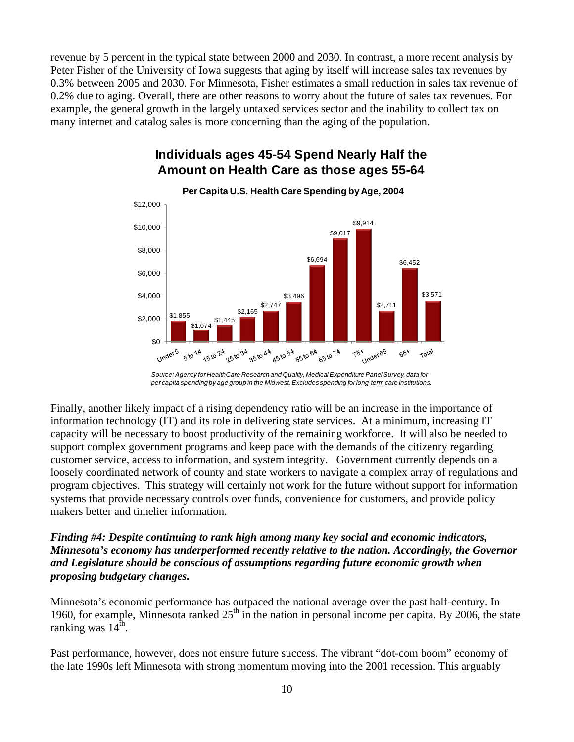revenue by 5 percent in the typical state between 2000 and 2030. In contrast, a more recent analysis by Peter Fisher of the University of Iowa suggests that aging by itself will increase sales tax revenues by 0.3% between 2005 and 2030. For Minnesota, Fisher estimates a small reduction in sales tax revenue of 0.2% due to aging. Overall, there are other reasons to worry about the future of sales tax revenues. For example, the general growth in the largely untaxed services sector and the inability to collect tax on many internet and catalog sales is more concerning than the aging of the population.

**Individuals ages 45-54 Spend Nearly Half the Amount on Health Care as those ages 55-64**

**Per Capita U.S. Health Care Spending by Age, 2004**

| Age group | Spending |
|---|---|
| Under 5 | $1,855 |
| 5 to 14 | $1,074 |
| 15 to 24 | $1,445 |
| 25 to 34 | $2,165 |
| 35 to 44 | $2,747 |
| 45 to 54 | $3,496 |
| 55 to 64 | $6,694 |
| 65 to 74 | $9,017 |
| 75+ | $9,914 |
| Under 65 | $2,711 |
| 65+ | $6,452 |
| Total | $3,571 |

*Source: Agency for HealthCare Research and Quality, Medical Expenditure Panel Survey, data for per capita spending by age group in the Midwest. Excludes spending for long-term care institutions.*

Finally, another likely impact of a rising dependency ratio will be an increase in the importance of information technology (IT) and its role in delivering state services. At a minimum, increasing IT capacity will be necessary to boost productivity of the remaining workforce. It will also be needed to support complex government programs and keep pace with the demands of the citizenry regarding customer service, access to information, and system integrity. Government currently depends on a loosely coordinated network of county and state workers to navigate a complex array of regulations and program objectives. This strategy will certainly not work for the future without support for information systems that provide necessary controls over funds, convenience for customers, and provide policy makers better and timelier information.

***Finding #4: Despite continuing to rank high among many key social and economic indicators, Minnesota's economy has underperformed recently relative to the nation. Accordingly, the Governor and Legislature should be conscious of assumptions regarding future economic growth when proposing budgetary changes.***

Minnesota's economic performance has outpaced the national average over the past half-century. In 1960, for example, Minnesota ranked 25th in the nation in personal income per capita. By 2006, the state ranking was 14th.

Past performance, however, does not ensure future success. The vibrant "dot-com boom" economy of the late 1990s left Minnesota with strong momentum moving into the 2001 recession. This arguably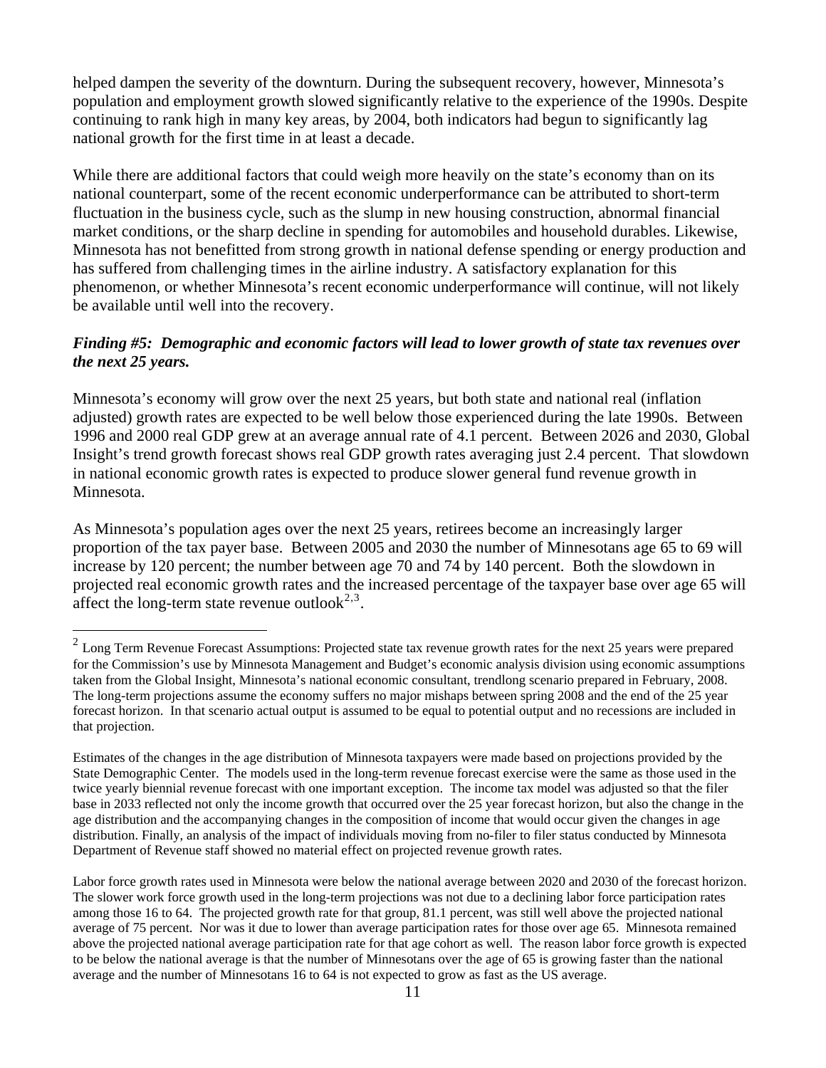helped dampen the severity of the downturn. During the subsequent recovery, however, Minnesota's population and employment growth slowed significantly relative to the experience of the 1990s. Despite continuing to rank high in many key areas, by 2004, both indicators had begun to significantly lag national growth for the first time in at least a decade.

While there are additional factors that could weigh more heavily on the state's economy than on its national counterpart, some of the recent economic underperformance can be attributed to short-term fluctuation in the business cycle, such as the slump in new housing construction, abnormal financial market conditions, or the sharp decline in spending for automobiles and household durables. Likewise, Minnesota has not benefitted from strong growth in national defense spending or energy production and has suffered from challenging times in the airline industry. A satisfactory explanation for this phenomenon, or whether Minnesota's recent economic underperformance will continue, will not likely be available until well into the recovery.

***Finding #5: Demographic and economic factors will lead to lower growth of state tax revenues over the next 25 years.***

Minnesota's economy will grow over the next 25 years, but both state and national real (inflation adjusted) growth rates are expected to be well below those experienced during the late 1990s. Between 1996 and 2000 real GDP grew at an average annual rate of 4.1 percent. Between 2026 and 2030, Global Insight's trend growth forecast shows real GDP growth rates averaging just 2.4 percent. That slowdown in national economic growth rates is expected to produce slower general fund revenue growth in Minnesota.

As Minnesota's population ages over the next 25 years, retirees become an increasingly larger proportion of the tax payer base. Between 2005 and 2030 the number of Minnesotans age 65 to 69 will increase by 120 percent; the number between age 70 and 74 by 140 percent. Both the slowdown in projected real economic growth rates and the increased percentage of the taxpayer base over age 65 will affect the long-term state revenue outlook[2,3].

---

[2] Long Term Revenue Forecast Assumptions: Projected state tax revenue growth rates for the next 25 years were prepared for the Commission's use by Minnesota Management and Budget's economic analysis division using economic assumptions taken from the Global Insight, Minnesota's national economic consultant, trendlong scenario prepared in February, 2008. The long-term projections assume the economy suffers no major mishaps between spring 2008 and the end of the 25 year forecast horizon. In that scenario actual output is assumed to be equal to potential output and no recessions are included in that projection.

Estimates of the changes in the age distribution of Minnesota taxpayers were made based on projections provided by the State Demographic Center. The models used in the long-term revenue forecast exercise were the same as those used in the twice yearly biennial revenue forecast with one important exception. The income tax model was adjusted so that the filer base in 2033 reflected not only the income growth that occurred over the 25 year forecast horizon, but also the change in the age distribution and the accompanying changes in the composition of income that would occur given the changes in age distribution. Finally, an analysis of the impact of individuals moving from no-filer to filer status conducted by Minnesota Department of Revenue staff showed no material effect on projected revenue growth rates.

Labor force growth rates used in Minnesota were below the national average between 2020 and 2030 of the forecast horizon. The slower work force growth used in the long-term projections was not due to a declining labor force participation rates among those 16 to 64. The projected growth rate for that group, 81.1 percent, was still well above the projected national average of 75 percent. Nor was it due to lower than average participation rates for those over age 65. Minnesota remained above the projected national average participation rate for that age cohort as well. The reason labor force growth is expected to be below the national average is that the number of Minnesotans over the age of 65 is growing faster than the national average and the number of Minnesotans 16 to 64 is not expected to grow as fast as the US average.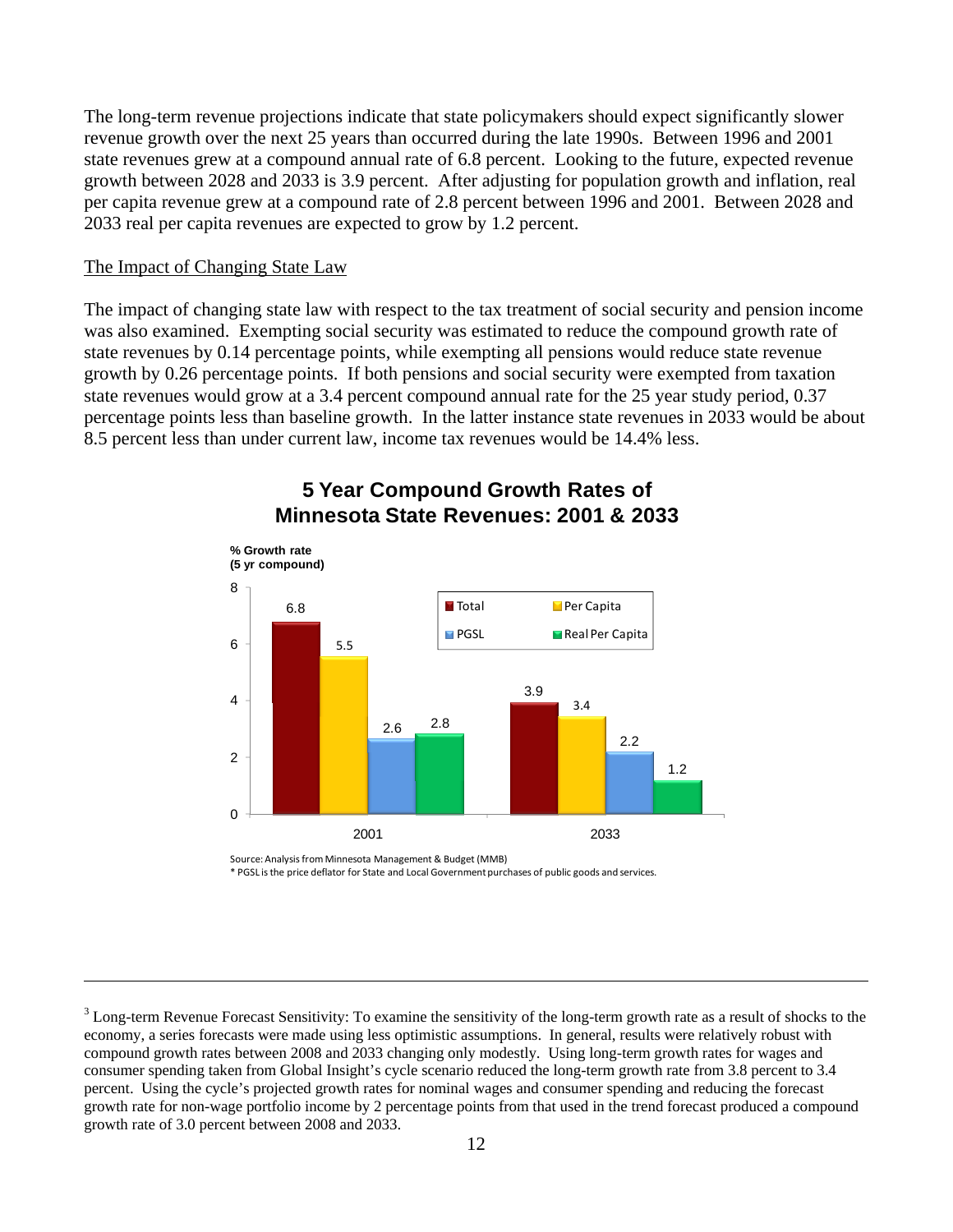The long-term revenue projections indicate that state policymakers should expect significantly slower revenue growth over the next 25 years than occurred during the late 1990s. Between 1996 and 2001 state revenues grew at a compound annual rate of 6.8 percent. Looking to the future, expected revenue growth between 2028 and 2033 is 3.9 percent. After adjusting for population growth and inflation, real per capita revenue grew at a compound rate of 2.8 percent between 1996 and 2001. Between 2028 and 2033 real per capita revenues are expected to grow by 1.2 percent.

## The Impact of Changing State Law

The impact of changing state law with respect to the tax treatment of social security and pension income was also examined. Exempting social security was estimated to reduce the compound growth rate of state revenues by 0.14 percentage points, while exempting all pensions would reduce state revenue growth by 0.26 percentage points. If both pensions and social security were exempted from taxation state revenues would grow at a 3.4 percent compound annual rate for the 25 year study period, 0.37 percentage points less than baseline growth. In the latter instance state revenues in 2033 would be about 8.5 percent less than under current law, income tax revenues would be 14.4% less.

**5 Year Compound Growth Rates of Minnesota State Revenues: 2001 & 2033**

% Growth rate (5 yr compound)

| | Total | Per Capita | PGSL | Real Per Capita |
|---|---|---|---|---|
| 2001 | 6.8 | 5.5 | 2.6 | 2.8 |
| 2033 | 3.9 | 3.4 | 2.2 | 1.2 |

Source: Analysis from Minnesota Management & Budget (MMB)
* PGSL is the price deflator for State and Local Government purchases of public goods and services.

---

[3] Long-term Revenue Forecast Sensitivity: To examine the sensitivity of the long-term growth rate as a result of shocks to the economy, a series forecasts were made using less optimistic assumptions. In general, results were relatively robust with compound growth rates between 2008 and 2033 changing only modestly. Using long-term growth rates for wages and consumer spending taken from Global Insight's cycle scenario reduced the long-term growth rate from 3.8 percent to 3.4 percent. Using the cycle's projected growth rates for nominal wages and consumer spending and reducing the forecast growth rate for non-wage portfolio income by 2 percentage points from that used in the trend forecast produced a compound growth rate of 3.0 percent between 2008 and 2033.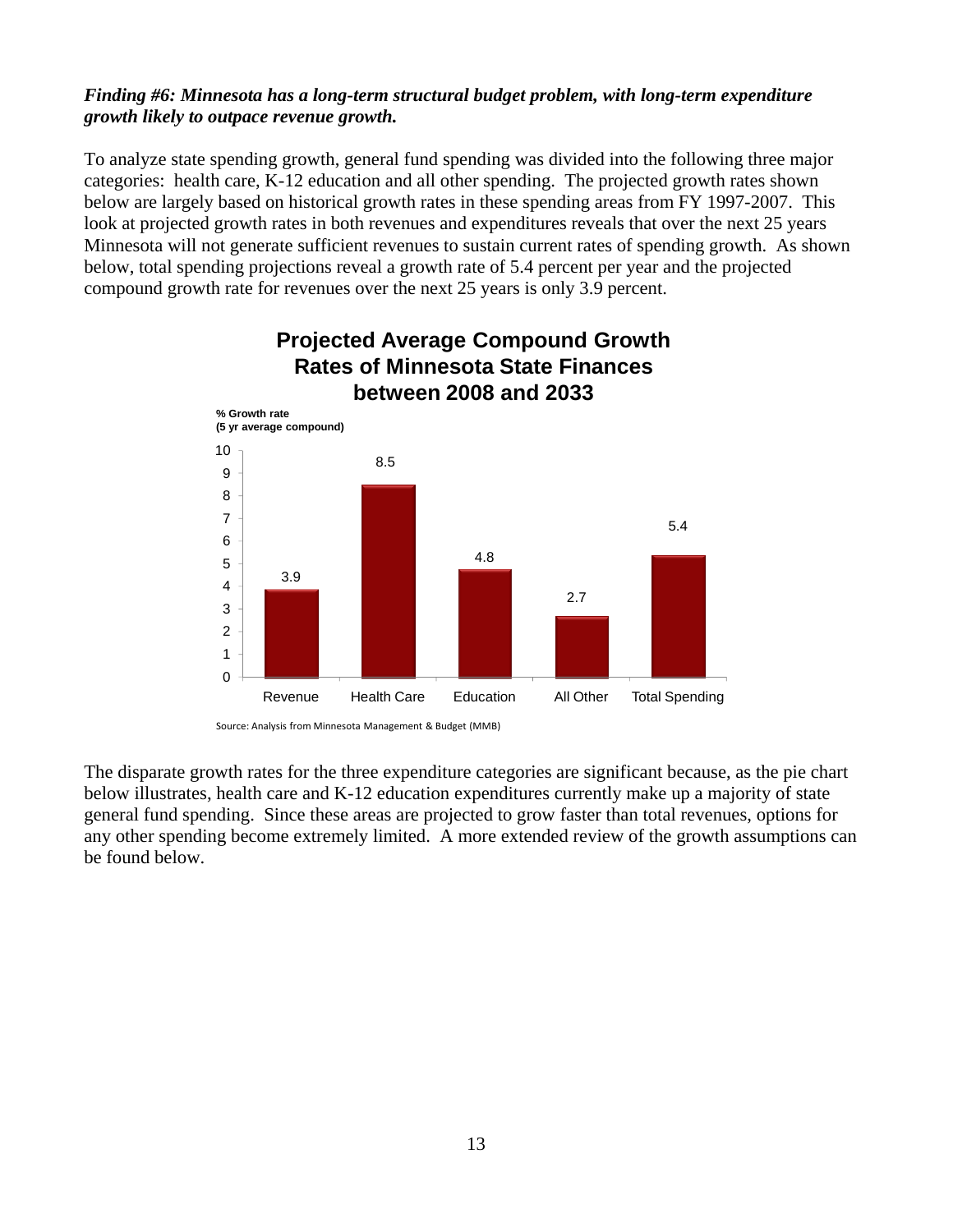***Finding #6: Minnesota has a long-term structural budget problem, with long-term expenditure growth likely to outpace revenue growth.***

To analyze state spending growth, general fund spending was divided into the following three major categories: health care, K-12 education and all other spending. The projected growth rates shown below are largely based on historical growth rates in these spending areas from FY 1997-2007. This look at projected growth rates in both revenues and expenditures reveals that over the next 25 years Minnesota will not generate sufficient revenues to sustain current rates of spending growth. As shown below, total spending projections reveal a growth rate of 5.4 percent per year and the projected compound growth rate for revenues over the next 25 years is only 3.9 percent.

**Projected Average Compound Growth Rates of Minnesota State Finances between 2008 and 2033**

| | % Growth rate (5 yr average compound) |
|---|---|
| Revenue | 3.9 |
| Health Care | 8.5 |
| Education | 4.8 |
| All Other | 2.7 |
| Total Spending | 5.4 |

Source: Analysis from Minnesota Management & Budget (MMB)

The disparate growth rates for the three expenditure categories are significant because, as the pie chart below illustrates, health care and K-12 education expenditures currently make up a majority of state general fund spending. Since these areas are projected to grow faster than total revenues, options for any other spending become extremely limited. A more extended review of the growth assumptions can be found below.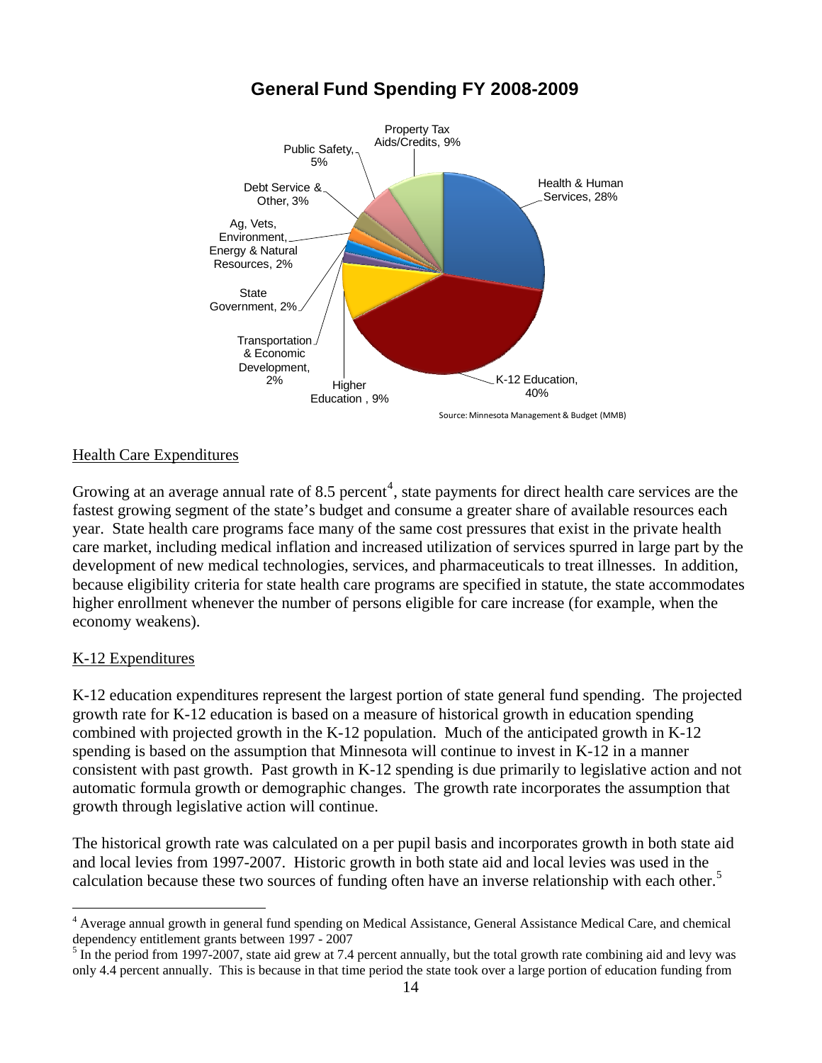**General Fund Spending FY 2008-2009**

Property Tax Aids/Credits, 9%

Health & Human Services, 28%

K-12 Education, 40%

Higher Education , 9%

Transportation & Economic Development, 2%

State Government, 2%

Ag, Vets, Environment, Energy & Natural Resources, 2%

Debt Service & Other, 3%

Public Safety, 5%

Source: Minnesota Management & Budget (MMB)

## Health Care Expenditures

Growing at an average annual rate of 8.5 percent[4], state payments for direct health care services are the fastest growing segment of the state's budget and consume a greater share of available resources each year. State health care programs face many of the same cost pressures that exist in the private health care market, including medical inflation and increased utilization of services spurred in large part by the development of new medical technologies, services, and pharmaceuticals to treat illnesses. In addition, because eligibility criteria for state health care programs are specified in statute, the state accommodates higher enrollment whenever the number of persons eligible for care increase (for example, when the economy weakens).

## K-12 Expenditures

K-12 education expenditures represent the largest portion of state general fund spending. The projected growth rate for K-12 education is based on a measure of historical growth in education spending combined with projected growth in the K-12 population. Much of the anticipated growth in K-12 spending is based on the assumption that Minnesota will continue to invest in K-12 in a manner consistent with past growth. Past growth in K-12 spending is due primarily to legislative action and not automatic formula growth or demographic changes. The growth rate incorporates the assumption that growth through legislative action will continue.

The historical growth rate was calculated on a per pupil basis and incorporates growth in both state aid and local levies from 1997-2007. Historic growth in both state aid and local levies was used in the calculation because these two sources of funding often have an inverse relationship with each other.[5]

---

[4] Average annual growth in general fund spending on Medical Assistance, General Assistance Medical Care, and chemical dependency entitlement grants between 1997 - 2007

[5] In the period from 1997-2007, state aid grew at 7.4 percent annually, but the total growth rate combining aid and levy was only 4.4 percent annually. This is because in that time period the state took over a large portion of education funding from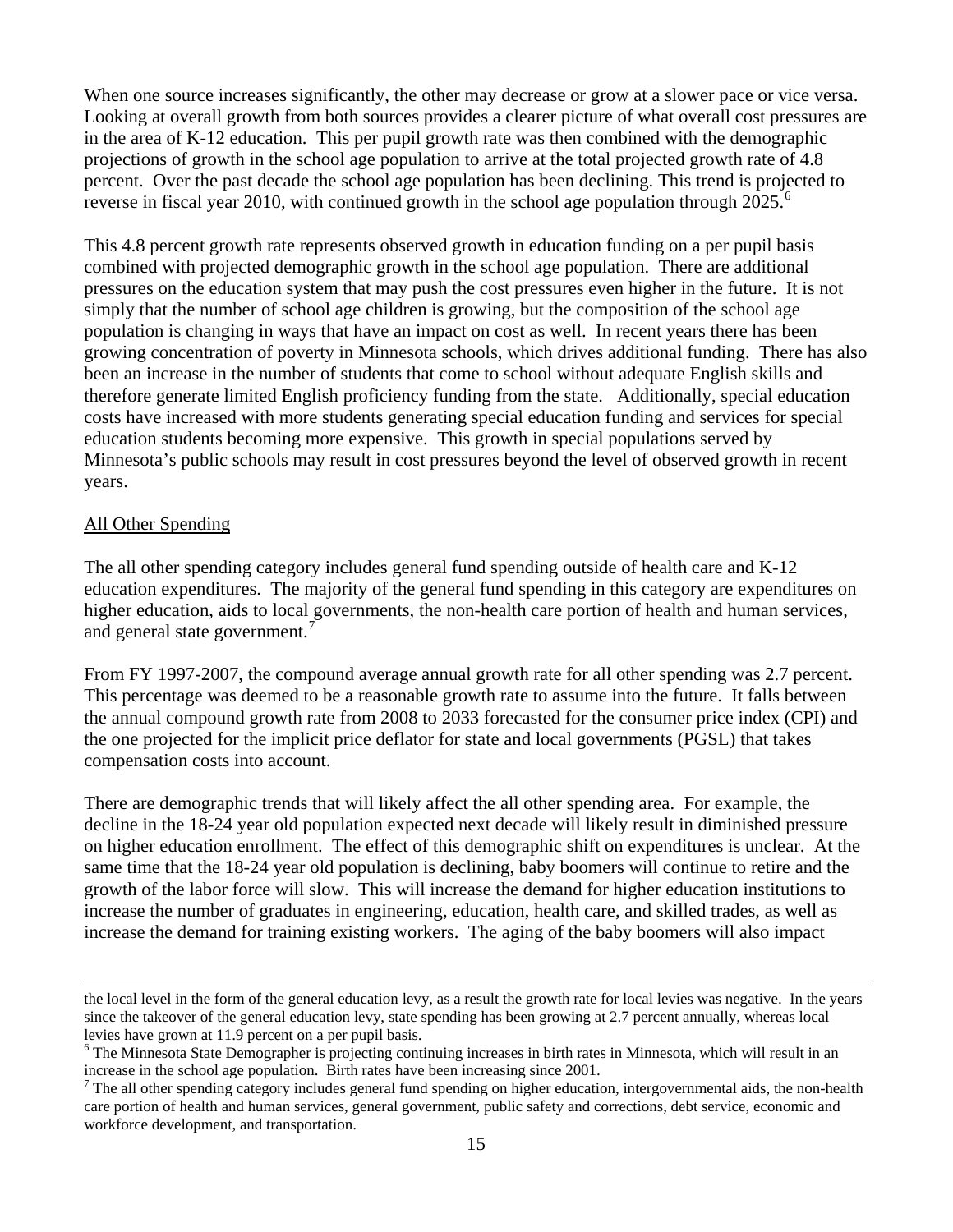When one source increases significantly, the other may decrease or grow at a slower pace or vice versa. Looking at overall growth from both sources provides a clearer picture of what overall cost pressures are in the area of K-12 education. This per pupil growth rate was then combined with the demographic projections of growth in the school age population to arrive at the total projected growth rate of 4.8 percent. Over the past decade the school age population has been declining. This trend is projected to reverse in fiscal year 2010, with continued growth in the school age population through 2025.[6]

This 4.8 percent growth rate represents observed growth in education funding on a per pupil basis combined with projected demographic growth in the school age population. There are additional pressures on the education system that may push the cost pressures even higher in the future. It is not simply that the number of school age children is growing, but the composition of the school age population is changing in ways that have an impact on cost as well. In recent years there has been growing concentration of poverty in Minnesota schools, which drives additional funding. There has also been an increase in the number of students that come to school without adequate English skills and therefore generate limited English proficiency funding from the state. Additionally, special education costs have increased with more students generating special education funding and services for special education students becoming more expensive. This growth in special populations served by Minnesota's public schools may result in cost pressures beyond the level of observed growth in recent years.

<u>All Other Spending</u>

The all other spending category includes general fund spending outside of health care and K-12 education expenditures. The majority of the general fund spending in this category are expenditures on higher education, aids to local governments, the non-health care portion of health and human services, and general state government.[7]

From FY 1997-2007, the compound average annual growth rate for all other spending was 2.7 percent. This percentage was deemed to be a reasonable growth rate to assume into the future. It falls between the annual compound growth rate from 2008 to 2033 forecasted for the consumer price index (CPI) and the one projected for the implicit price deflator for state and local governments (PGSL) that takes compensation costs into account.

There are demographic trends that will likely affect the all other spending area. For example, the decline in the 18-24 year old population expected next decade will likely result in diminished pressure on higher education enrollment. The effect of this demographic shift on expenditures is unclear. At the same time that the 18-24 year old population is declining, baby boomers will continue to retire and the growth of the labor force will slow. This will increase the demand for higher education institutions to increase the number of graduates in engineering, education, health care, and skilled trades, as well as increase the demand for training existing workers. The aging of the baby boomers will also impact

---

the local level in the form of the general education levy, as a result the growth rate for local levies was negative. In the years since the takeover of the general education levy, state spending has been growing at 2.7 percent annually, whereas local levies have grown at 11.9 percent on a per pupil basis.

[6] The Minnesota State Demographer is projecting continuing increases in birth rates in Minnesota, which will result in an increase in the school age population. Birth rates have been increasing since 2001.

[7] The all other spending category includes general fund spending on higher education, intergovernmental aids, the non-health care portion of health and human services, general government, public safety and corrections, debt service, economic and workforce development, and transportation.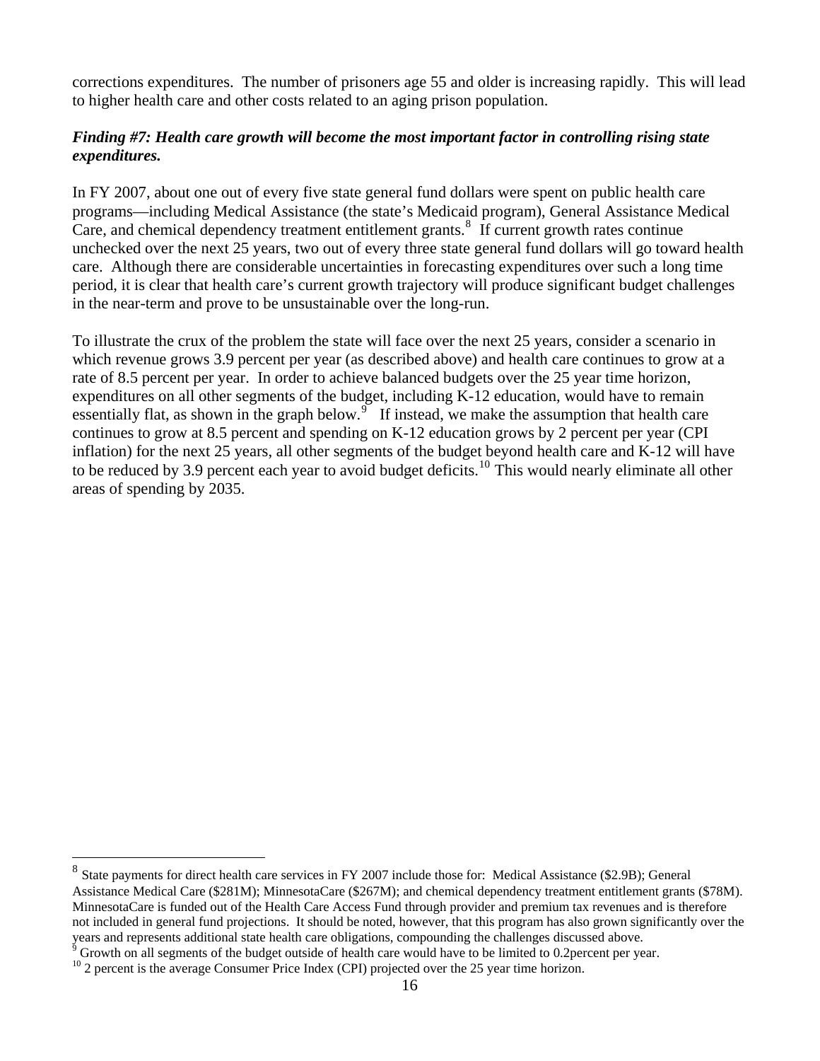corrections expenditures. The number of prisoners age 55 and older is increasing rapidly. This will lead to higher health care and other costs related to an aging prison population.

***Finding #7: Health care growth will become the most important factor in controlling rising state expenditures.***

In FY 2007, about one out of every five state general fund dollars were spent on public health care programs—including Medical Assistance (the state's Medicaid program), General Assistance Medical Care, and chemical dependency treatment entitlement grants.[8] If current growth rates continue unchecked over the next 25 years, two out of every three state general fund dollars will go toward health care. Although there are considerable uncertainties in forecasting expenditures over such a long time period, it is clear that health care's current growth trajectory will produce significant budget challenges in the near-term and prove to be unsustainable over the long-run.

To illustrate the crux of the problem the state will face over the next 25 years, consider a scenario in which revenue grows 3.9 percent per year (as described above) and health care continues to grow at a rate of 8.5 percent per year. In order to achieve balanced budgets over the 25 year time horizon, expenditures on all other segments of the budget, including K-12 education, would have to remain essentially flat, as shown in the graph below.[9] If instead, we make the assumption that health care continues to grow at 8.5 percent and spending on K-12 education grows by 2 percent per year (CPI inflation) for the next 25 years, all other segments of the budget beyond health care and K-12 will have to be reduced by 3.9 percent each year to avoid budget deficits.[10] This would nearly eliminate all other areas of spending by 2035.

---

[8] State payments for direct health care services in FY 2007 include those for: Medical Assistance ($2.9B); General Assistance Medical Care ($281M); MinnesotaCare ($267M); and chemical dependency treatment entitlement grants ($78M). MinnesotaCare is funded out of the Health Care Access Fund through provider and premium tax revenues and is therefore not included in general fund projections. It should be noted, however, that this program has also grown significantly over the years and represents additional state health care obligations, compounding the challenges discussed above.

[9] Growth on all segments of the budget outside of health care would have to be limited to 0.2percent per year.

[10] 2 percent is the average Consumer Price Index (CPI) projected over the 25 year time horizon.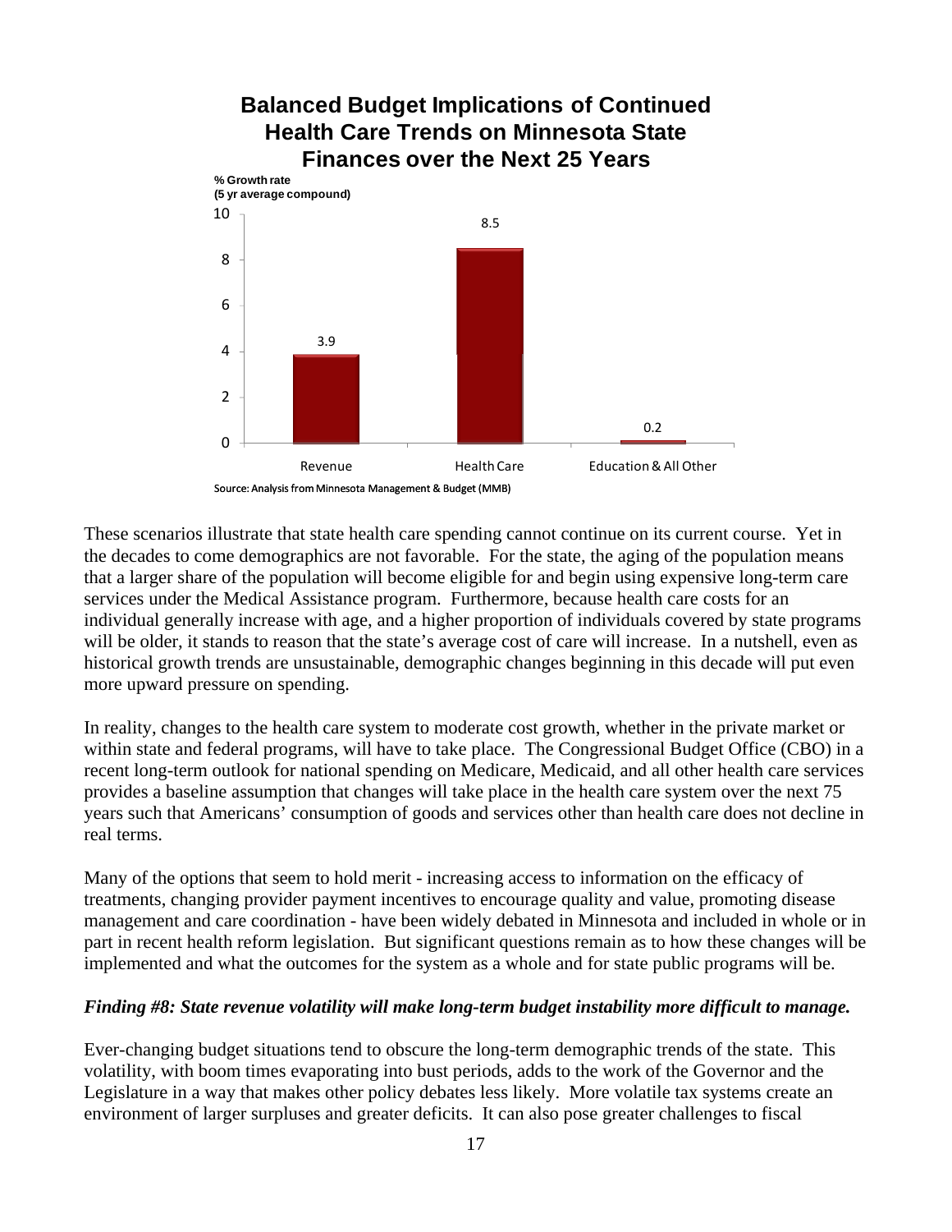## Balanced Budget Implications of Continued Health Care Trends on Minnesota State Finances over the Next 25 Years

% Growth rate
(5 yr average compound)

| | Revenue | Health Care | Education & All Other |
|---|---|---|---|
| % Growth rate | 3.9 | 8.5 | 0.2 |

Source: Analysis from Minnesota Management & Budget (MMB)

These scenarios illustrate that state health care spending cannot continue on its current course. Yet in the decades to come demographics are not favorable. For the state, the aging of the population means that a larger share of the population will become eligible for and begin using expensive long-term care services under the Medical Assistance program. Furthermore, because health care costs for an individual generally increase with age, and a higher proportion of individuals covered by state programs will be older, it stands to reason that the state's average cost of care will increase. In a nutshell, even as historical growth trends are unsustainable, demographic changes beginning in this decade will put even more upward pressure on spending.

In reality, changes to the health care system to moderate cost growth, whether in the private market or within state and federal programs, will have to take place. The Congressional Budget Office (CBO) in a recent long-term outlook for national spending on Medicare, Medicaid, and all other health care services provides a baseline assumption that changes will take place in the health care system over the next 75 years such that Americans' consumption of goods and services other than health care does not decline in real terms.

Many of the options that seem to hold merit - increasing access to information on the efficacy of treatments, changing provider payment incentives to encourage quality and value, promoting disease management and care coordination - have been widely debated in Minnesota and included in whole or in part in recent health reform legislation. But significant questions remain as to how these changes will be implemented and what the outcomes for the system as a whole and for state public programs will be.

***Finding #8: State revenue volatility will make long-term budget instability more difficult to manage.***

Ever-changing budget situations tend to obscure the long-term demographic trends of the state. This volatility, with boom times evaporating into bust periods, adds to the work of the Governor and the Legislature in a way that makes other policy debates less likely. More volatile tax systems create an environment of larger surpluses and greater deficits. It can also pose greater challenges to fiscal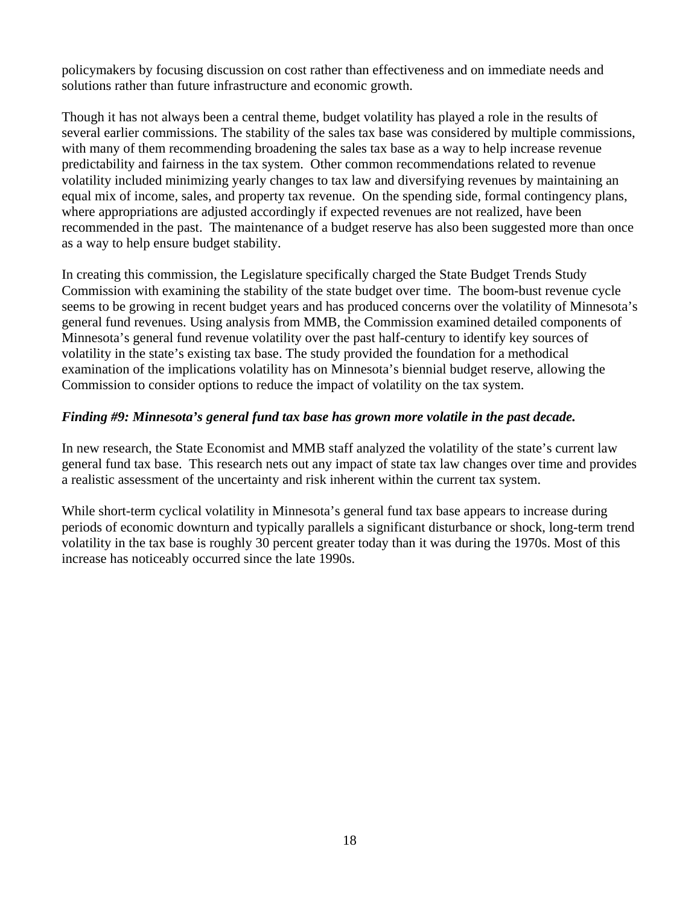policymakers by focusing discussion on cost rather than effectiveness and on immediate needs and solutions rather than future infrastructure and economic growth.

Though it has not always been a central theme, budget volatility has played a role in the results of several earlier commissions. The stability of the sales tax base was considered by multiple commissions, with many of them recommending broadening the sales tax base as a way to help increase revenue predictability and fairness in the tax system. Other common recommendations related to revenue volatility included minimizing yearly changes to tax law and diversifying revenues by maintaining an equal mix of income, sales, and property tax revenue. On the spending side, formal contingency plans, where appropriations are adjusted accordingly if expected revenues are not realized, have been recommended in the past. The maintenance of a budget reserve has also been suggested more than once as a way to help ensure budget stability.

In creating this commission, the Legislature specifically charged the State Budget Trends Study Commission with examining the stability of the state budget over time. The boom-bust revenue cycle seems to be growing in recent budget years and has produced concerns over the volatility of Minnesota's general fund revenues. Using analysis from MMB, the Commission examined detailed components of Minnesota's general fund revenue volatility over the past half-century to identify key sources of volatility in the state's existing tax base. The study provided the foundation for a methodical examination of the implications volatility has on Minnesota's biennial budget reserve, allowing the Commission to consider options to reduce the impact of volatility on the tax system.

***Finding #9: Minnesota's general fund tax base has grown more volatile in the past decade.***

In new research, the State Economist and MMB staff analyzed the volatility of the state's current law general fund tax base. This research nets out any impact of state tax law changes over time and provides a realistic assessment of the uncertainty and risk inherent within the current tax system.

While short-term cyclical volatility in Minnesota's general fund tax base appears to increase during periods of economic downturn and typically parallels a significant disturbance or shock, long-term trend volatility in the tax base is roughly 30 percent greater today than it was during the 1970s. Most of this increase has noticeably occurred since the late 1990s.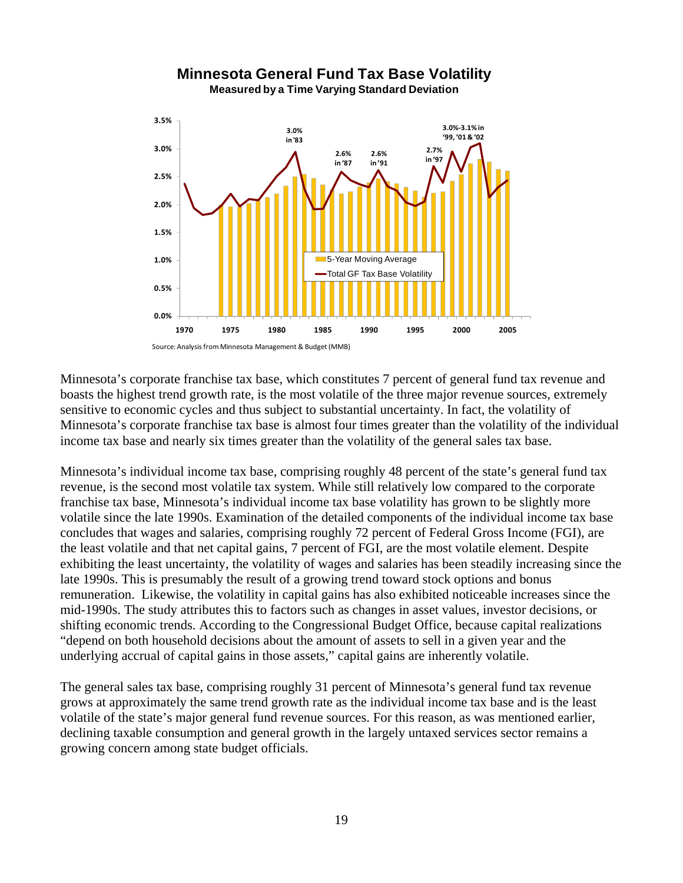**Minnesota General Fund Tax Base Volatility**
**Measured by a Time Varying Standard Deviation**

Source: Analysis from Minnesota Management & Budget (MMB)

Minnesota's corporate franchise tax base, which constitutes 7 percent of general fund tax revenue and boasts the highest trend growth rate, is the most volatile of the three major revenue sources, extremely sensitive to economic cycles and thus subject to substantial uncertainty. In fact, the volatility of Minnesota's corporate franchise tax base is almost four times greater than the volatility of the individual income tax base and nearly six times greater than the volatility of the general sales tax base.

Minnesota's individual income tax base, comprising roughly 48 percent of the state's general fund tax revenue, is the second most volatile tax system. While still relatively low compared to the corporate franchise tax base, Minnesota's individual income tax base volatility has grown to be slightly more volatile since the late 1990s. Examination of the detailed components of the individual income tax base concludes that wages and salaries, comprising roughly 72 percent of Federal Gross Income (FGI), are the least volatile and that net capital gains, 7 percent of FGI, are the most volatile element. Despite exhibiting the least uncertainty, the volatility of wages and salaries has been steadily increasing since the late 1990s. This is presumably the result of a growing trend toward stock options and bonus remuneration. Likewise, the volatility in capital gains has also exhibited noticeable increases since the mid-1990s. The study attributes this to factors such as changes in asset values, investor decisions, or shifting economic trends. According to the Congressional Budget Office, because capital realizations "depend on both household decisions about the amount of assets to sell in a given year and the underlying accrual of capital gains in those assets," capital gains are inherently volatile.

The general sales tax base, comprising roughly 31 percent of Minnesota's general fund tax revenue grows at approximately the same trend growth rate as the individual income tax base and is the least volatile of the state's major general fund revenue sources. For this reason, as was mentioned earlier, declining taxable consumption and general growth in the largely untaxed services sector remains a growing concern among state budget officials.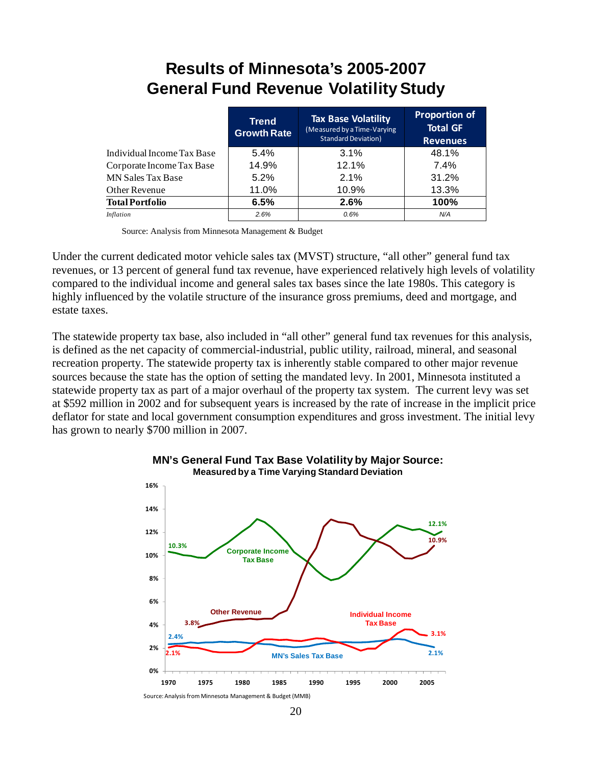# Results of Minnesota's 2005-2007 General Fund Revenue Volatility Study

| | Trend Growth Rate | Tax Base Volatility (Measured by a Time-Varying Standard Deviation) | Proportion of Total GF Revenues |
|---|---|---|---|
| Individual Income Tax Base | 5.4% | 3.1% | 48.1% |
| Corporate Income Tax Base | 14.9% | 12.1% | 7.4% |
| MN Sales Tax Base | 5.2% | 2.1% | 31.2% |
| Other Revenue | 11.0% | 10.9% | 13.3% |
| **Total Portfolio** | **6.5%** | **2.6%** | **100%** |
| *Inflation* | *2.6%* | *0.6%* | *N/A* |

Source: Analysis from Minnesota Management & Budget

Under the current dedicated motor vehicle sales tax (MVST) structure, "all other" general fund tax revenues, or 13 percent of general fund tax revenue, have experienced relatively high levels of volatility compared to the individual income and general sales tax bases since the late 1980s. This category is highly influenced by the volatile structure of the insurance gross premiums, deed and mortgage, and estate taxes.

The statewide property tax base, also included in "all other" general fund tax revenues for this analysis, is defined as the net capacity of commercial-industrial, public utility, railroad, mineral, and seasonal recreation property. The statewide property tax is inherently stable compared to other major revenue sources because the state has the option of setting the mandated levy. In 2001, Minnesota instituted a statewide property tax as part of a major overhaul of the property tax system. The current levy was set at $592 million in 2002 and for subsequent years is increased by the rate of increase in the implicit price deflator for state and local government consumption expenditures and gross investment. The initial levy has grown to nearly $700 million in 2007.

**MN's General Fund Tax Base Volatility by Major Source:**
**Measured by a Time Varying Standard Deviation**

Source: Analysis from Minnesota Management & Budget (MMB)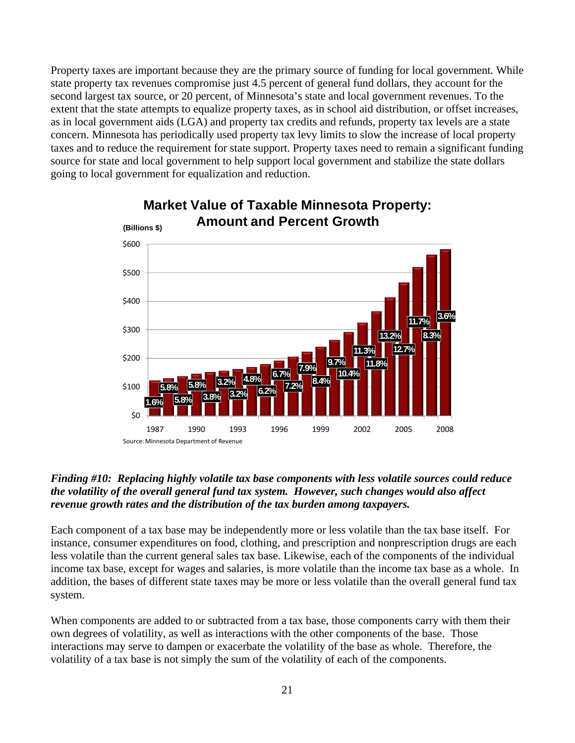Property taxes are important because they are the primary source of funding for local government. While state property tax revenues compromise just 4.5 percent of general fund dollars, they account for the second largest tax source, or 20 percent, of Minnesota's state and local government revenues. To the extent that the state attempts to equalize property taxes, as in school aid distribution, or offset increases, as in local government aids (LGA) and property tax credits and refunds, property tax levels are a state concern. Minnesota has periodically used property tax levy limits to slow the increase of local property taxes and to reduce the requirement for state support. Property taxes need to remain a significant funding source for state and local government to help support local government and stabilize the state dollars going to local government for equalization and reduction.

**Market Value of Taxable Minnesota Property: Amount and Percent Growth**

(Billions $)

| Year | Percent Growth |
|---|---|
| 1987 | 1.6% |
| 1988 | 5.8% |
| 1989 | 5.8% |
| 1990 | 5.8% |
| 1991 | 3.8% |
| 1992 | 3.2% |
| 1993 | 3.2% |
| 1994 | 4.8% |
| 1995 | 6.2% |
| 1996 | 6.7% |
| 1997 | 7.2% |
| 1998 | 7.9% |
| 1999 | 8.4% |
| 2000 | 9.7% |
| 2001 | 10.4% |
| 2002 | 11.3% |
| 2003 | 11.8% |
| 2004 | 13.2% |
| 2005 | 12.7% |
| 2006 | 11.7% |
| 2007 | 8.3% |
| 2008 | 3.6% |

Source: Minnesota Department of Revenue

***Finding #10: Replacing highly volatile tax base components with less volatile sources could reduce the volatility of the overall general fund tax system. However, such changes would also affect revenue growth rates and the distribution of the tax burden among taxpayers.***

Each component of a tax base may be independently more or less volatile than the tax base itself. For instance, consumer expenditures on food, clothing, and prescription and nonprescription drugs are each less volatile than the current general sales tax base. Likewise, each of the components of the individual income tax base, except for wages and salaries, is more volatile than the income tax base as a whole. In addition, the bases of different state taxes may be more or less volatile than the overall general fund tax system.

When components are added to or subtracted from a tax base, those components carry with them their own degrees of volatility, as well as interactions with the other components of the base. Those interactions may serve to dampen or exacerbate the volatility of the base as whole. Therefore, the volatility of a tax base is not simply the sum of the volatility of each of the components.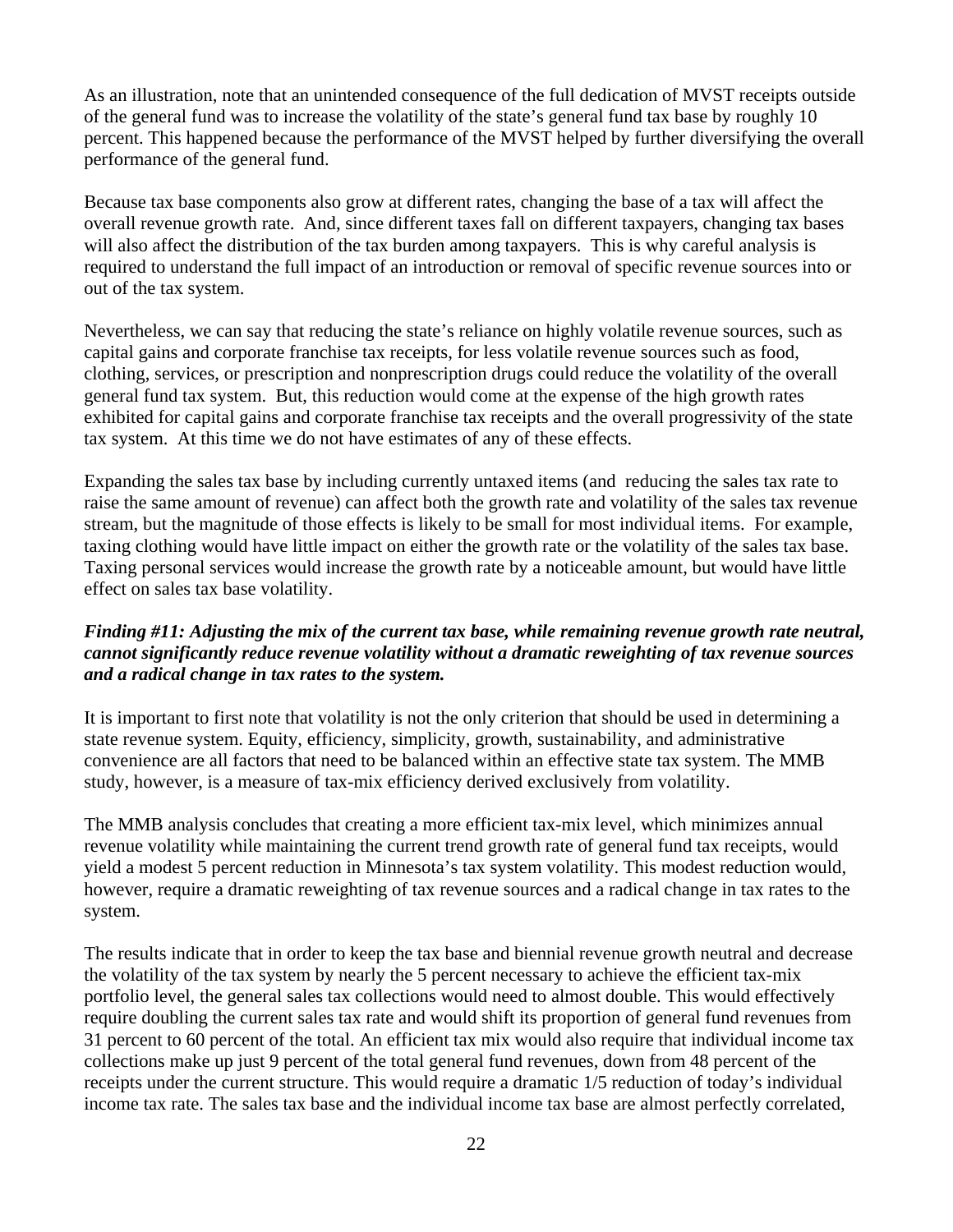As an illustration, note that an unintended consequence of the full dedication of MVST receipts outside of the general fund was to increase the volatility of the state's general fund tax base by roughly 10 percent. This happened because the performance of the MVST helped by further diversifying the overall performance of the general fund.

Because tax base components also grow at different rates, changing the base of a tax will affect the overall revenue growth rate. And, since different taxes fall on different taxpayers, changing tax bases will also affect the distribution of the tax burden among taxpayers. This is why careful analysis is required to understand the full impact of an introduction or removal of specific revenue sources into or out of the tax system.

Nevertheless, we can say that reducing the state's reliance on highly volatile revenue sources, such as capital gains and corporate franchise tax receipts, for less volatile revenue sources such as food, clothing, services, or prescription and nonprescription drugs could reduce the volatility of the overall general fund tax system. But, this reduction would come at the expense of the high growth rates exhibited for capital gains and corporate franchise tax receipts and the overall progressivity of the state tax system. At this time we do not have estimates of any of these effects.

Expanding the sales tax base by including currently untaxed items (and reducing the sales tax rate to raise the same amount of revenue) can affect both the growth rate and volatility of the sales tax revenue stream, but the magnitude of those effects is likely to be small for most individual items. For example, taxing clothing would have little impact on either the growth rate or the volatility of the sales tax base. Taxing personal services would increase the growth rate by a noticeable amount, but would have little effect on sales tax base volatility.

***Finding #11: Adjusting the mix of the current tax base, while remaining revenue growth rate neutral, cannot significantly reduce revenue volatility without a dramatic reweighting of tax revenue sources and a radical change in tax rates to the system.***

It is important to first note that volatility is not the only criterion that should be used in determining a state revenue system. Equity, efficiency, simplicity, growth, sustainability, and administrative convenience are all factors that need to be balanced within an effective state tax system. The MMB study, however, is a measure of tax-mix efficiency derived exclusively from volatility.

The MMB analysis concludes that creating a more efficient tax-mix level, which minimizes annual revenue volatility while maintaining the current trend growth rate of general fund tax receipts, would yield a modest 5 percent reduction in Minnesota's tax system volatility. This modest reduction would, however, require a dramatic reweighting of tax revenue sources and a radical change in tax rates to the system.

The results indicate that in order to keep the tax base and biennial revenue growth neutral and decrease the volatility of the tax system by nearly the 5 percent necessary to achieve the efficient tax-mix portfolio level, the general sales tax collections would need to almost double. This would effectively require doubling the current sales tax rate and would shift its proportion of general fund revenues from 31 percent to 60 percent of the total. An efficient tax mix would also require that individual income tax collections make up just 9 percent of the total general fund revenues, down from 48 percent of the receipts under the current structure. This would require a dramatic 1/5 reduction of today's individual income tax rate. The sales tax base and the individual income tax base are almost perfectly correlated,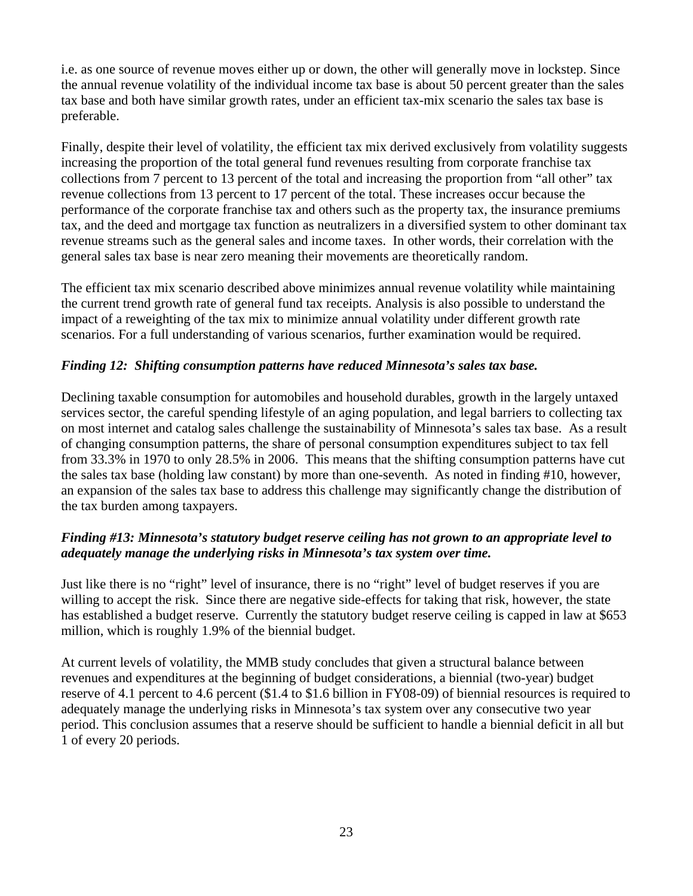i.e. as one source of revenue moves either up or down, the other will generally move in lockstep. Since the annual revenue volatility of the individual income tax base is about 50 percent greater than the sales tax base and both have similar growth rates, under an efficient tax-mix scenario the sales tax base is preferable.

Finally, despite their level of volatility, the efficient tax mix derived exclusively from volatility suggests increasing the proportion of the total general fund revenues resulting from corporate franchise tax collections from 7 percent to 13 percent of the total and increasing the proportion from "all other" tax revenue collections from 13 percent to 17 percent of the total. These increases occur because the performance of the corporate franchise tax and others such as the property tax, the insurance premiums tax, and the deed and mortgage tax function as neutralizers in a diversified system to other dominant tax revenue streams such as the general sales and income taxes. In other words, their correlation with the general sales tax base is near zero meaning their movements are theoretically random.

The efficient tax mix scenario described above minimizes annual revenue volatility while maintaining the current trend growth rate of general fund tax receipts. Analysis is also possible to understand the impact of a reweighting of the tax mix to minimize annual volatility under different growth rate scenarios. For a full understanding of various scenarios, further examination would be required.

***Finding 12: Shifting consumption patterns have reduced Minnesota's sales tax base.***

Declining taxable consumption for automobiles and household durables, growth in the largely untaxed services sector, the careful spending lifestyle of an aging population, and legal barriers to collecting tax on most internet and catalog sales challenge the sustainability of Minnesota's sales tax base. As a result of changing consumption patterns, the share of personal consumption expenditures subject to tax fell from 33.3% in 1970 to only 28.5% in 2006. This means that the shifting consumption patterns have cut the sales tax base (holding law constant) by more than one-seventh. As noted in finding #10, however, an expansion of the sales tax base to address this challenge may significantly change the distribution of the tax burden among taxpayers.

***Finding #13: Minnesota's statutory budget reserve ceiling has not grown to an appropriate level to adequately manage the underlying risks in Minnesota's tax system over time.***

Just like there is no "right" level of insurance, there is no "right" level of budget reserves if you are willing to accept the risk. Since there are negative side-effects for taking that risk, however, the state has established a budget reserve. Currently the statutory budget reserve ceiling is capped in law at $653 million, which is roughly 1.9% of the biennial budget.

At current levels of volatility, the MMB study concludes that given a structural balance between revenues and expenditures at the beginning of budget considerations, a biennial (two-year) budget reserve of 4.1 percent to 4.6 percent ($1.4 to $1.6 billion in FY08-09) of biennial resources is required to adequately manage the underlying risks in Minnesota's tax system over any consecutive two year period. This conclusion assumes that a reserve should be sufficient to handle a biennial deficit in all but 1 of every 20 periods.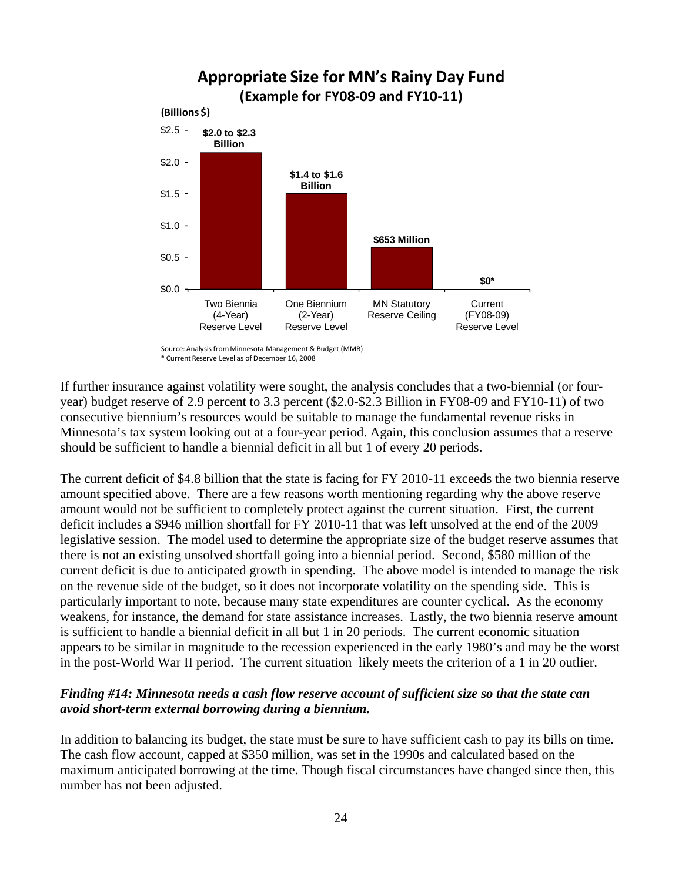**Appropriate Size for MN's Rainy Day Fund**
**(Example for FY08-09 and FY10-11)**

(Billions $)

| | Two Biennia (4-Year) Reserve Level | One Biennium (2-Year) Reserve Level | MN Statutory Reserve Ceiling | Current (FY08-09) Reserve Level |
|---|---|---|---|---|
| Amount | $2.0 to $2.3 Billion | $1.4 to $1.6 Billion | $653 Million | $0* |

Source: Analysis from Minnesota Management & Budget (MMB)
\* Current Reserve Level as of December 16, 2008

If further insurance against volatility were sought, the analysis concludes that a two-biennial (or four-year) budget reserve of 2.9 percent to 3.3 percent ($2.0-$2.3 Billion in FY08-09 and FY10-11) of two consecutive biennium's resources would be suitable to manage the fundamental revenue risks in Minnesota's tax system looking out at a four-year period. Again, this conclusion assumes that a reserve should be sufficient to handle a biennial deficit in all but 1 of every 20 periods.

The current deficit of $4.8 billion that the state is facing for FY 2010-11 exceeds the two biennia reserve amount specified above. There are a few reasons worth mentioning regarding why the above reserve amount would not be sufficient to completely protect against the current situation. First, the current deficit includes a $946 million shortfall for FY 2010-11 that was left unsolved at the end of the 2009 legislative session. The model used to determine the appropriate size of the budget reserve assumes that there is not an existing unsolved shortfall going into a biennial period. Second, $580 million of the current deficit is due to anticipated growth in spending. The above model is intended to manage the risk on the revenue side of the budget, so it does not incorporate volatility on the spending side. This is particularly important to note, because many state expenditures are counter cyclical. As the economy weakens, for instance, the demand for state assistance increases. Lastly, the two biennia reserve amount is sufficient to handle a biennial deficit in all but 1 in 20 periods. The current economic situation appears to be similar in magnitude to the recession experienced in the early 1980's and may be the worst in the post-World War II period. The current situation likely meets the criterion of a 1 in 20 outlier.

***Finding #14: Minnesota needs a cash flow reserve account of sufficient size so that the state can avoid short-term external borrowing during a biennium.***

In addition to balancing its budget, the state must be sure to have sufficient cash to pay its bills on time. The cash flow account, capped at $350 million, was set in the 1990s and calculated based on the maximum anticipated borrowing at the time. Though fiscal circumstances have changed since then, this number has not been adjusted.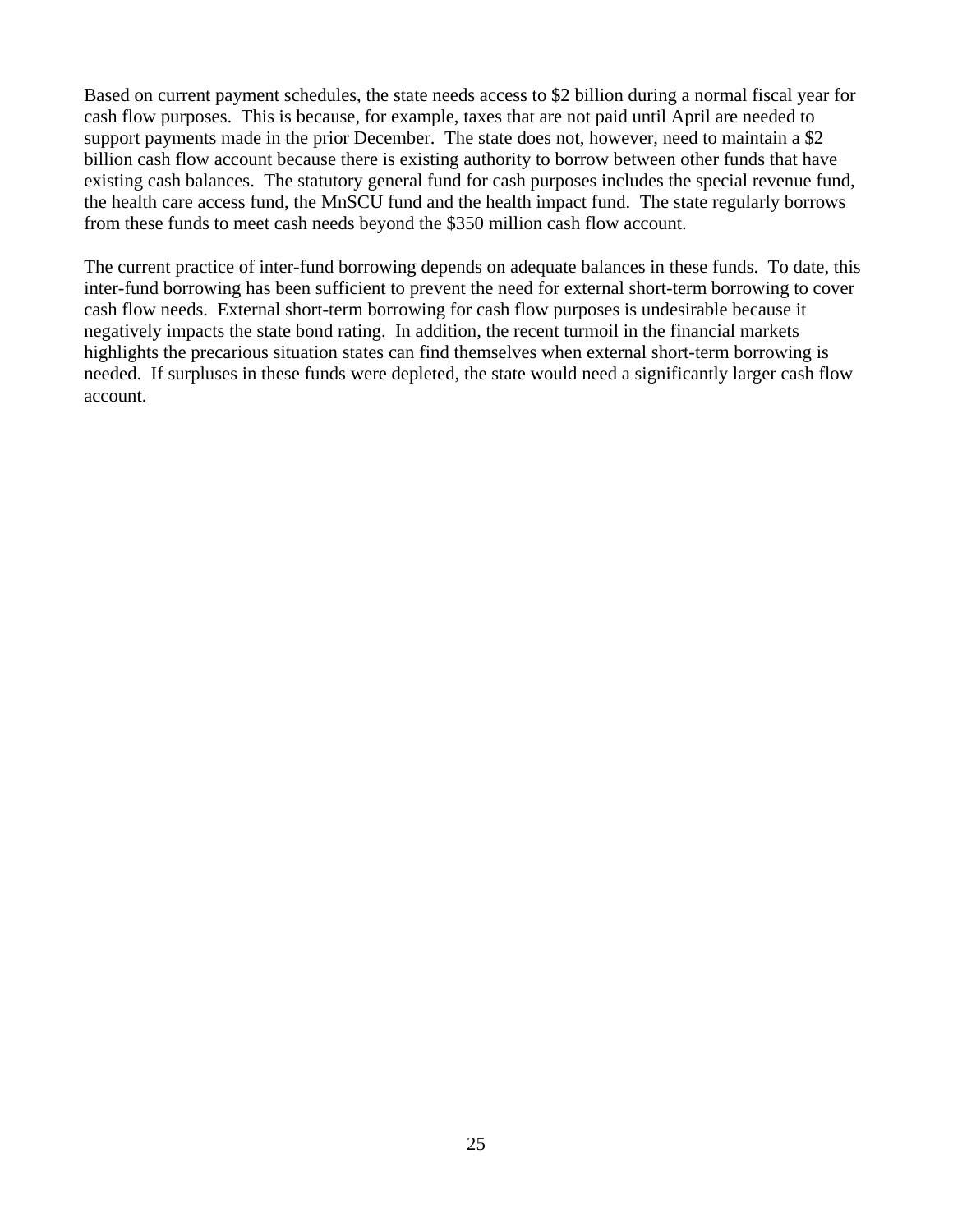Based on current payment schedules, the state needs access to $2 billion during a normal fiscal year for cash flow purposes. This is because, for example, taxes that are not paid until April are needed to support payments made in the prior December. The state does not, however, need to maintain a $2 billion cash flow account because there is existing authority to borrow between other funds that have existing cash balances. The statutory general fund for cash purposes includes the special revenue fund, the health care access fund, the MnSCU fund and the health impact fund. The state regularly borrows from these funds to meet cash needs beyond the $350 million cash flow account.

The current practice of inter-fund borrowing depends on adequate balances in these funds. To date, this inter-fund borrowing has been sufficient to prevent the need for external short-term borrowing to cover cash flow needs. External short-term borrowing for cash flow purposes is undesirable because it negatively impacts the state bond rating. In addition, the recent turmoil in the financial markets highlights the precarious situation states can find themselves when external short-term borrowing is needed. If surpluses in these funds were depleted, the state would need a significantly larger cash flow account.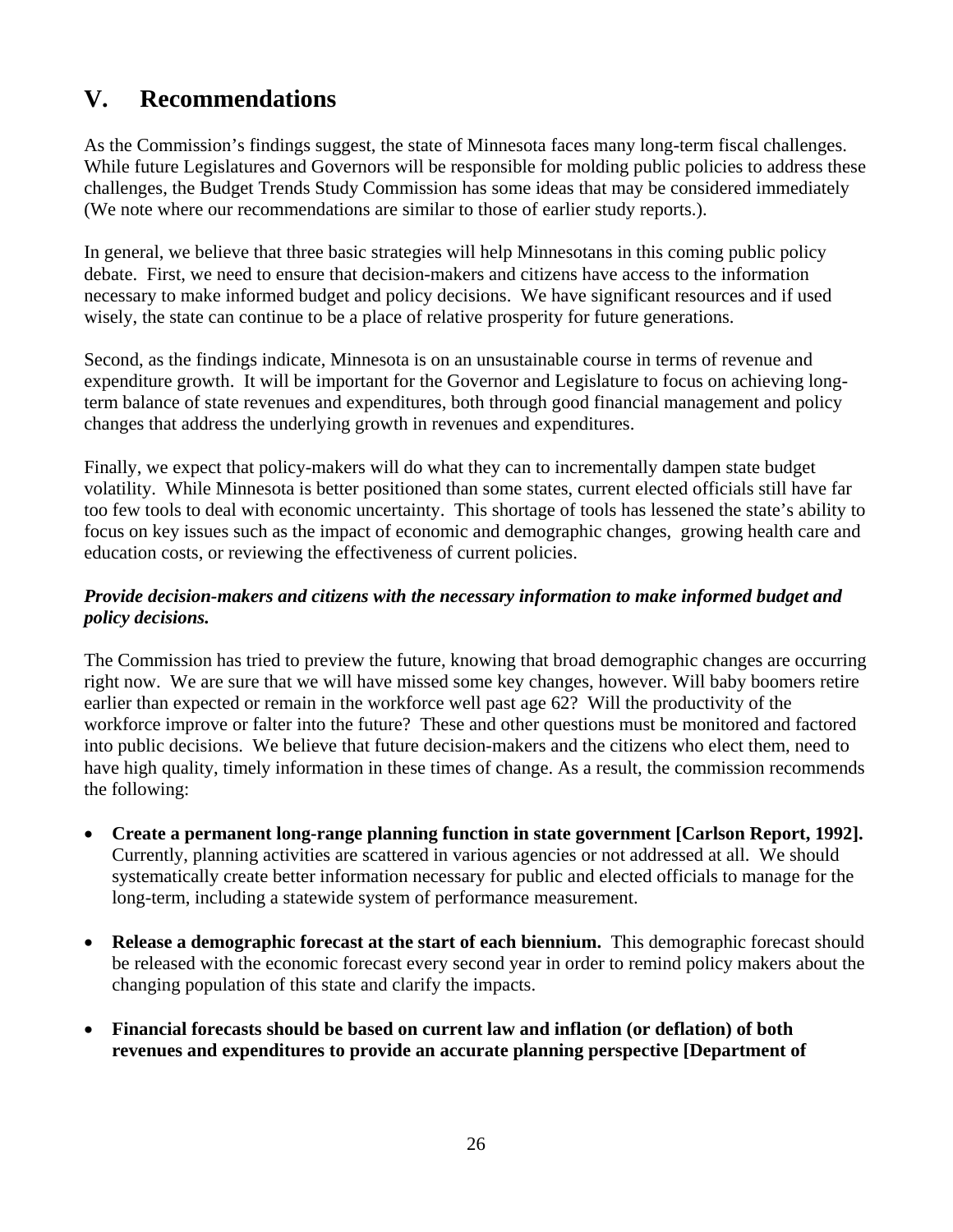## V. Recommendations

As the Commission's findings suggest, the state of Minnesota faces many long-term fiscal challenges. While future Legislatures and Governors will be responsible for molding public policies to address these challenges, the Budget Trends Study Commission has some ideas that may be considered immediately (We note where our recommendations are similar to those of earlier study reports.).

In general, we believe that three basic strategies will help Minnesotans in this coming public policy debate. First, we need to ensure that decision-makers and citizens have access to the information necessary to make informed budget and policy decisions. We have significant resources and if used wisely, the state can continue to be a place of relative prosperity for future generations.

Second, as the findings indicate, Minnesota is on an unsustainable course in terms of revenue and expenditure growth. It will be important for the Governor and Legislature to focus on achieving long-term balance of state revenues and expenditures, both through good financial management and policy changes that address the underlying growth in revenues and expenditures.

Finally, we expect that policy-makers will do what they can to incrementally dampen state budget volatility. While Minnesota is better positioned than some states, current elected officials still have far too few tools to deal with economic uncertainty. This shortage of tools has lessened the state's ability to focus on key issues such as the impact of economic and demographic changes, growing health care and education costs, or reviewing the effectiveness of current policies.

***Provide decision-makers and citizens with the necessary information to make informed budget and policy decisions.***

The Commission has tried to preview the future, knowing that broad demographic changes are occurring right now. We are sure that we will have missed some key changes, however. Will baby boomers retire earlier than expected or remain in the workforce well past age 62? Will the productivity of the workforce improve or falter into the future? These and other questions must be monitored and factored into public decisions. We believe that future decision-makers and the citizens who elect them, need to have high quality, timely information in these times of change. As a result, the commission recommends the following:

- **Create a permanent long-range planning function in state government [Carlson Report, 1992].** Currently, planning activities are scattered in various agencies or not addressed at all. We should systematically create better information necessary for public and elected officials to manage for the long-term, including a statewide system of performance measurement.
- **Release a demographic forecast at the start of each biennium.** This demographic forecast should be released with the economic forecast every second year in order to remind policy makers about the changing population of this state and clarify the impacts.
- **Financial forecasts should be based on current law and inflation (or deflation) of both revenues and expenditures to provide an accurate planning perspective [Department of**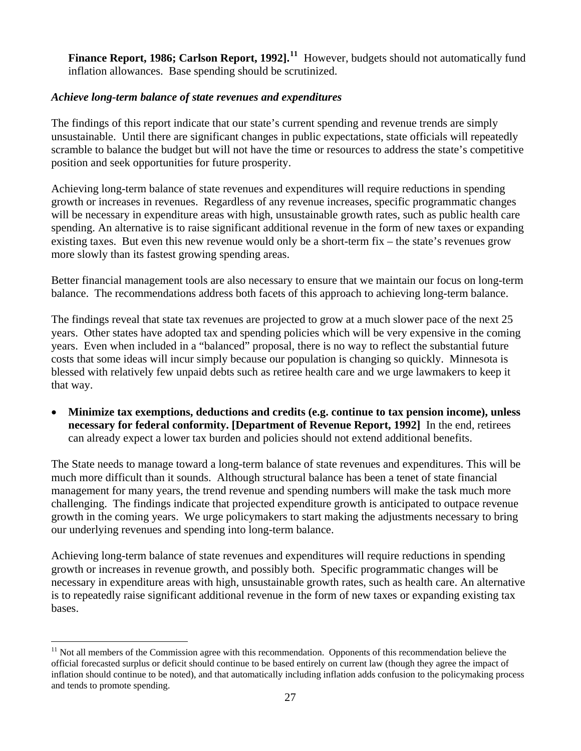**Finance Report, 1986; Carlson Report, 1992].**[11] However, budgets should not automatically fund inflation allowances. Base spending should be scrutinized.

***Achieve long-term balance of state revenues and expenditures***

The findings of this report indicate that our state's current spending and revenue trends are simply unsustainable. Until there are significant changes in public expectations, state officials will repeatedly scramble to balance the budget but will not have the time or resources to address the state's competitive position and seek opportunities for future prosperity.

Achieving long-term balance of state revenues and expenditures will require reductions in spending growth or increases in revenues. Regardless of any revenue increases, specific programmatic changes will be necessary in expenditure areas with high, unsustainable growth rates, such as public health care spending. An alternative is to raise significant additional revenue in the form of new taxes or expanding existing taxes. But even this new revenue would only be a short-term fix – the state's revenues grow more slowly than its fastest growing spending areas.

Better financial management tools are also necessary to ensure that we maintain our focus on long-term balance. The recommendations address both facets of this approach to achieving long-term balance.

The findings reveal that state tax revenues are projected to grow at a much slower pace of the next 25 years. Other states have adopted tax and spending policies which will be very expensive in the coming years. Even when included in a "balanced" proposal, there is no way to reflect the substantial future costs that some ideas will incur simply because our population is changing so quickly. Minnesota is blessed with relatively few unpaid debts such as retiree health care and we urge lawmakers to keep it that way.

- **Minimize tax exemptions, deductions and credits (e.g. continue to tax pension income), unless necessary for federal conformity. [Department of Revenue Report, 1992]** In the end, retirees can already expect a lower tax burden and policies should not extend additional benefits.

The State needs to manage toward a long-term balance of state revenues and expenditures. This will be much more difficult than it sounds. Although structural balance has been a tenet of state financial management for many years, the trend revenue and spending numbers will make the task much more challenging. The findings indicate that projected expenditure growth is anticipated to outpace revenue growth in the coming years. We urge policymakers to start making the adjustments necessary to bring our underlying revenues and spending into long-term balance.

Achieving long-term balance of state revenues and expenditures will require reductions in spending growth or increases in revenue growth, and possibly both. Specific programmatic changes will be necessary in expenditure areas with high, unsustainable growth rates, such as health care. An alternative is to repeatedly raise significant additional revenue in the form of new taxes or expanding existing tax bases.

---

[11] Not all members of the Commission agree with this recommendation. Opponents of this recommendation believe the official forecasted surplus or deficit should continue to be based entirely on current law (though they agree the impact of inflation should continue to be noted), and that automatically including inflation adds confusion to the policymaking process and tends to promote spending.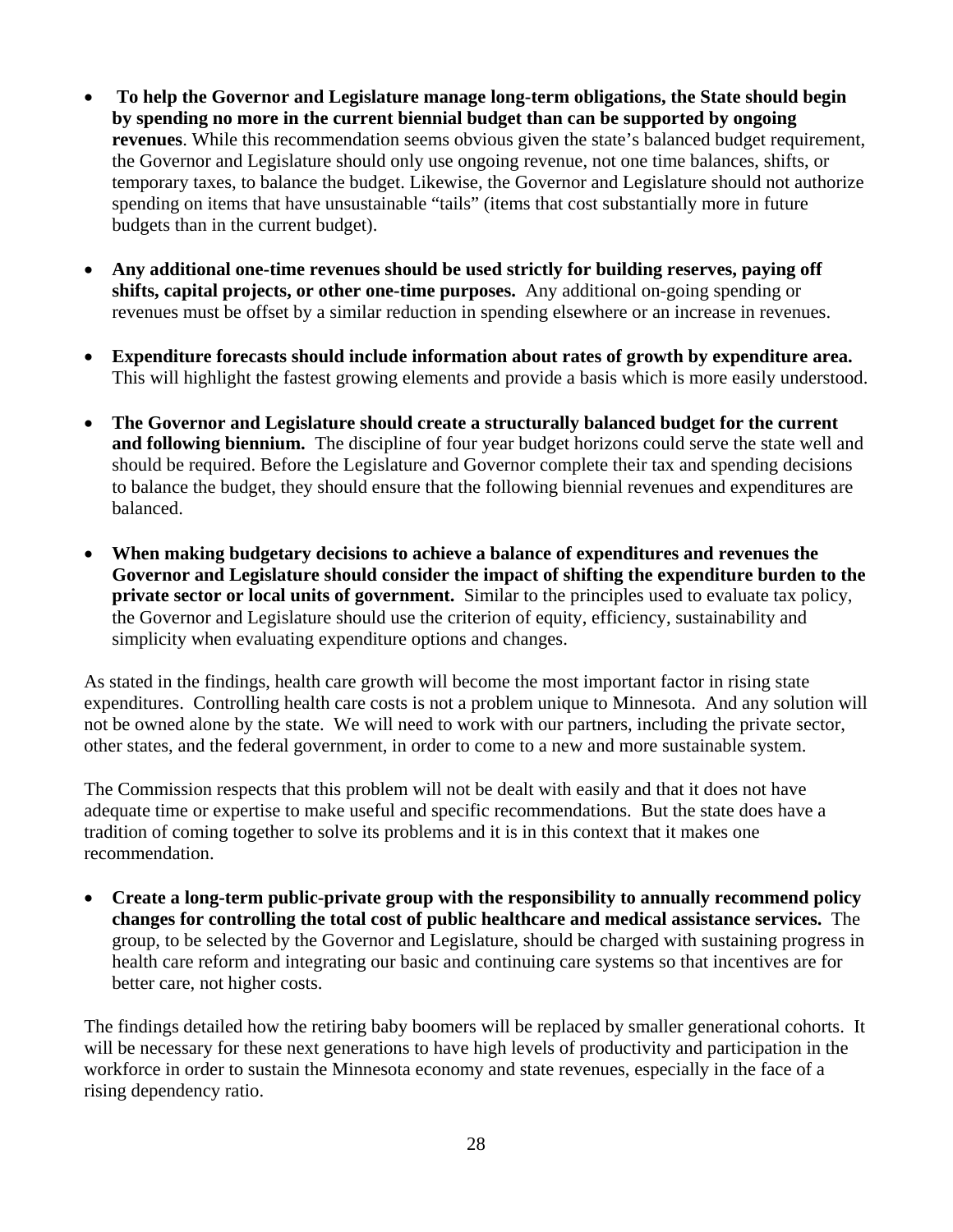- **To help the Governor and Legislature manage long-term obligations, the State should begin by spending no more in the current biennial budget than can be supported by ongoing revenues**. While this recommendation seems obvious given the state's balanced budget requirement, the Governor and Legislature should only use ongoing revenue, not one time balances, shifts, or temporary taxes, to balance the budget. Likewise, the Governor and Legislature should not authorize spending on items that have unsustainable "tails" (items that cost substantially more in future budgets than in the current budget).

- **Any additional one-time revenues should be used strictly for building reserves, paying off shifts, capital projects, or other one-time purposes.** Any additional on-going spending or revenues must be offset by a similar reduction in spending elsewhere or an increase in revenues.

- **Expenditure forecasts should include information about rates of growth by expenditure area.** This will highlight the fastest growing elements and provide a basis which is more easily understood.

- **The Governor and Legislature should create a structurally balanced budget for the current and following biennium.** The discipline of four year budget horizons could serve the state well and should be required. Before the Legislature and Governor complete their tax and spending decisions to balance the budget, they should ensure that the following biennial revenues and expenditures are balanced.

- **When making budgetary decisions to achieve a balance of expenditures and revenues the Governor and Legislature should consider the impact of shifting the expenditure burden to the private sector or local units of government.** Similar to the principles used to evaluate tax policy, the Governor and Legislature should use the criterion of equity, efficiency, sustainability and simplicity when evaluating expenditure options and changes.

As stated in the findings, health care growth will become the most important factor in rising state expenditures. Controlling health care costs is not a problem unique to Minnesota. And any solution will not be owned alone by the state. We will need to work with our partners, including the private sector, other states, and the federal government, in order to come to a new and more sustainable system.

The Commission respects that this problem will not be dealt with easily and that it does not have adequate time or expertise to make useful and specific recommendations. But the state does have a tradition of coming together to solve its problems and it is in this context that it makes one recommendation.

- **Create a long-term public-private group with the responsibility to annually recommend policy changes for controlling the total cost of public healthcare and medical assistance services.** The group, to be selected by the Governor and Legislature, should be charged with sustaining progress in health care reform and integrating our basic and continuing care systems so that incentives are for better care, not higher costs.

The findings detailed how the retiring baby boomers will be replaced by smaller generational cohorts. It will be necessary for these next generations to have high levels of productivity and participation in the workforce in order to sustain the Minnesota economy and state revenues, especially in the face of a rising dependency ratio.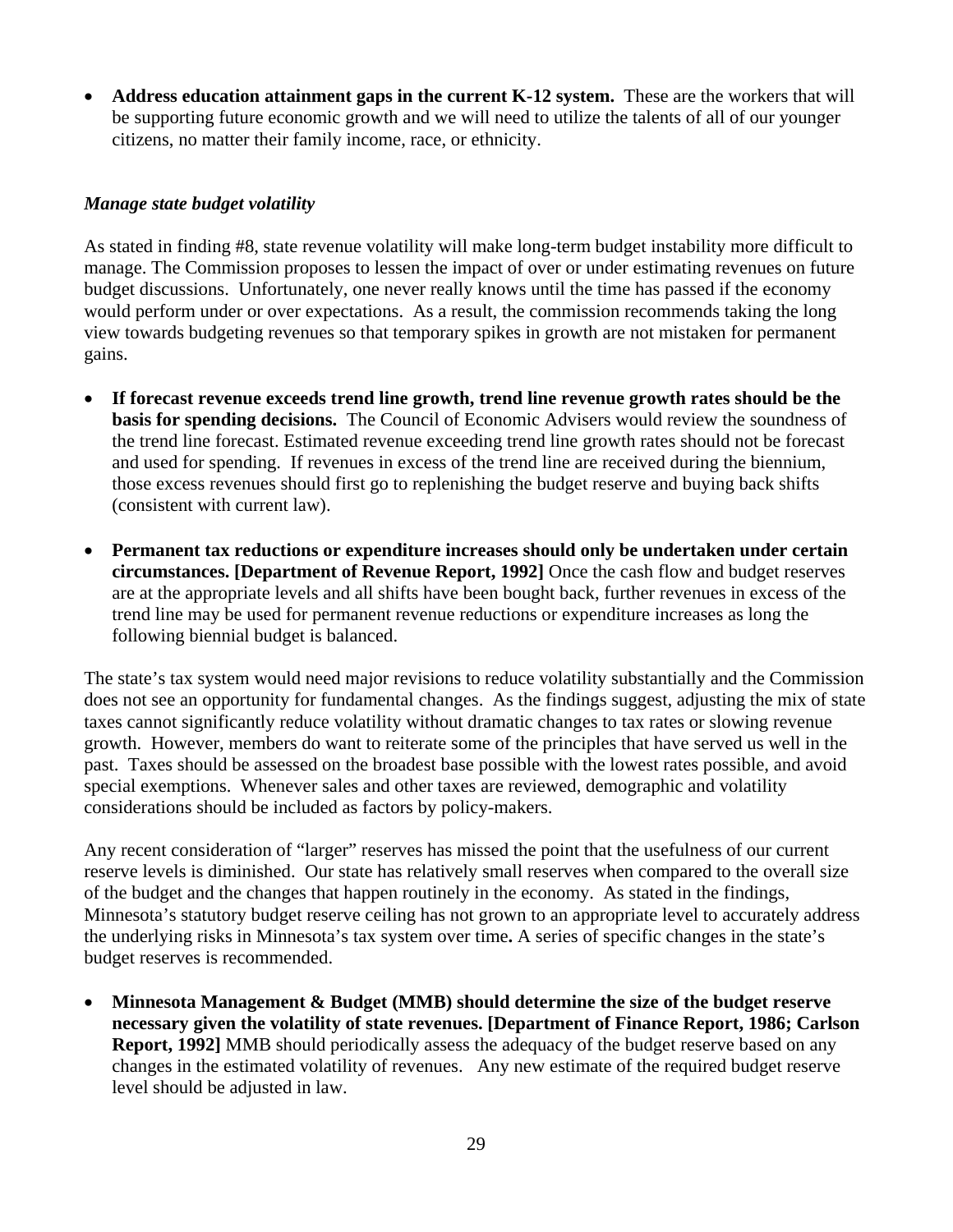- **Address education attainment gaps in the current K-12 system.** These are the workers that will be supporting future economic growth and we will need to utilize the talents of all of our younger citizens, no matter their family income, race, or ethnicity.

*Manage state budget volatility*

As stated in finding #8, state revenue volatility will make long-term budget instability more difficult to manage. The Commission proposes to lessen the impact of over or under estimating revenues on future budget discussions. Unfortunately, one never really knows until the time has passed if the economy would perform under or over expectations. As a result, the commission recommends taking the long view towards budgeting revenues so that temporary spikes in growth are not mistaken for permanent gains.

- **If forecast revenue exceeds trend line growth, trend line revenue growth rates should be the basis for spending decisions.** The Council of Economic Advisers would review the soundness of the trend line forecast. Estimated revenue exceeding trend line growth rates should not be forecast and used for spending. If revenues in excess of the trend line are received during the biennium, those excess revenues should first go to replenishing the budget reserve and buying back shifts (consistent with current law).

- **Permanent tax reductions or expenditure increases should only be undertaken under certain circumstances. [Department of Revenue Report, 1992]** Once the cash flow and budget reserves are at the appropriate levels and all shifts have been bought back, further revenues in excess of the trend line may be used for permanent revenue reductions or expenditure increases as long the following biennial budget is balanced.

The state's tax system would need major revisions to reduce volatility substantially and the Commission does not see an opportunity for fundamental changes. As the findings suggest, adjusting the mix of state taxes cannot significantly reduce volatility without dramatic changes to tax rates or slowing revenue growth. However, members do want to reiterate some of the principles that have served us well in the past. Taxes should be assessed on the broadest base possible with the lowest rates possible, and avoid special exemptions. Whenever sales and other taxes are reviewed, demographic and volatility considerations should be included as factors by policy-makers.

Any recent consideration of "larger" reserves has missed the point that the usefulness of our current reserve levels is diminished. Our state has relatively small reserves when compared to the overall size of the budget and the changes that happen routinely in the economy. As stated in the findings, Minnesota's statutory budget reserve ceiling has not grown to an appropriate level to accurately address the underlying risks in Minnesota's tax system over time**.** A series of specific changes in the state's budget reserves is recommended.

- **Minnesota Management & Budget (MMB) should determine the size of the budget reserve necessary given the volatility of state revenues. [Department of Finance Report, 1986; Carlson Report, 1992]** MMB should periodically assess the adequacy of the budget reserve based on any changes in the estimated volatility of revenues. Any new estimate of the required budget reserve level should be adjusted in law.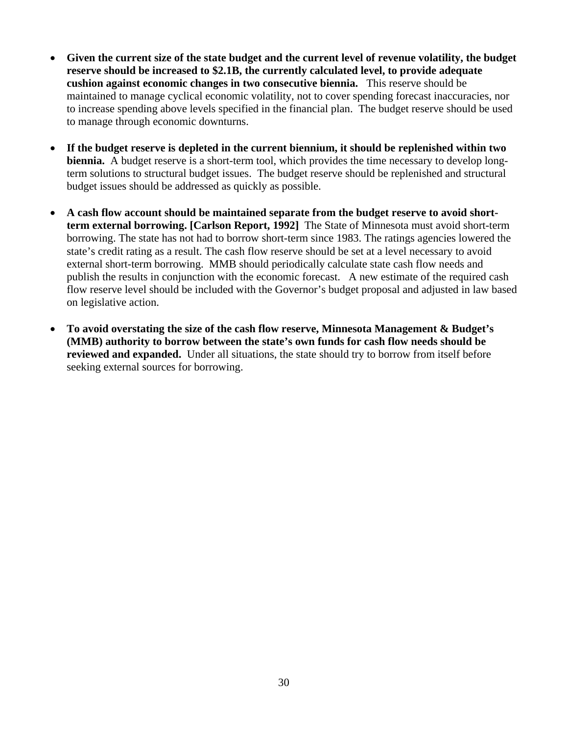- **Given the current size of the state budget and the current level of revenue volatility, the budget reserve should be increased to $2.1B, the currently calculated level, to provide adequate cushion against economic changes in two consecutive biennia.** This reserve should be maintained to manage cyclical economic volatility, not to cover spending forecast inaccuracies, nor to increase spending above levels specified in the financial plan. The budget reserve should be used to manage through economic downturns.

- **If the budget reserve is depleted in the current biennium, it should be replenished within two biennia.** A budget reserve is a short-term tool, which provides the time necessary to develop long-term solutions to structural budget issues. The budget reserve should be replenished and structural budget issues should be addressed as quickly as possible.

- **A cash flow account should be maintained separate from the budget reserve to avoid short-term external borrowing. [Carlson Report, 1992]** The State of Minnesota must avoid short-term borrowing. The state has not had to borrow short-term since 1983. The ratings agencies lowered the state's credit rating as a result. The cash flow reserve should be set at a level necessary to avoid external short-term borrowing. MMB should periodically calculate state cash flow needs and publish the results in conjunction with the economic forecast. A new estimate of the required cash flow reserve level should be included with the Governor's budget proposal and adjusted in law based on legislative action.

- **To avoid overstating the size of the cash flow reserve, Minnesota Management & Budget's (MMB) authority to borrow between the state's own funds for cash flow needs should be reviewed and expanded.** Under all situations, the state should try to borrow from itself before seeking external sources for borrowing.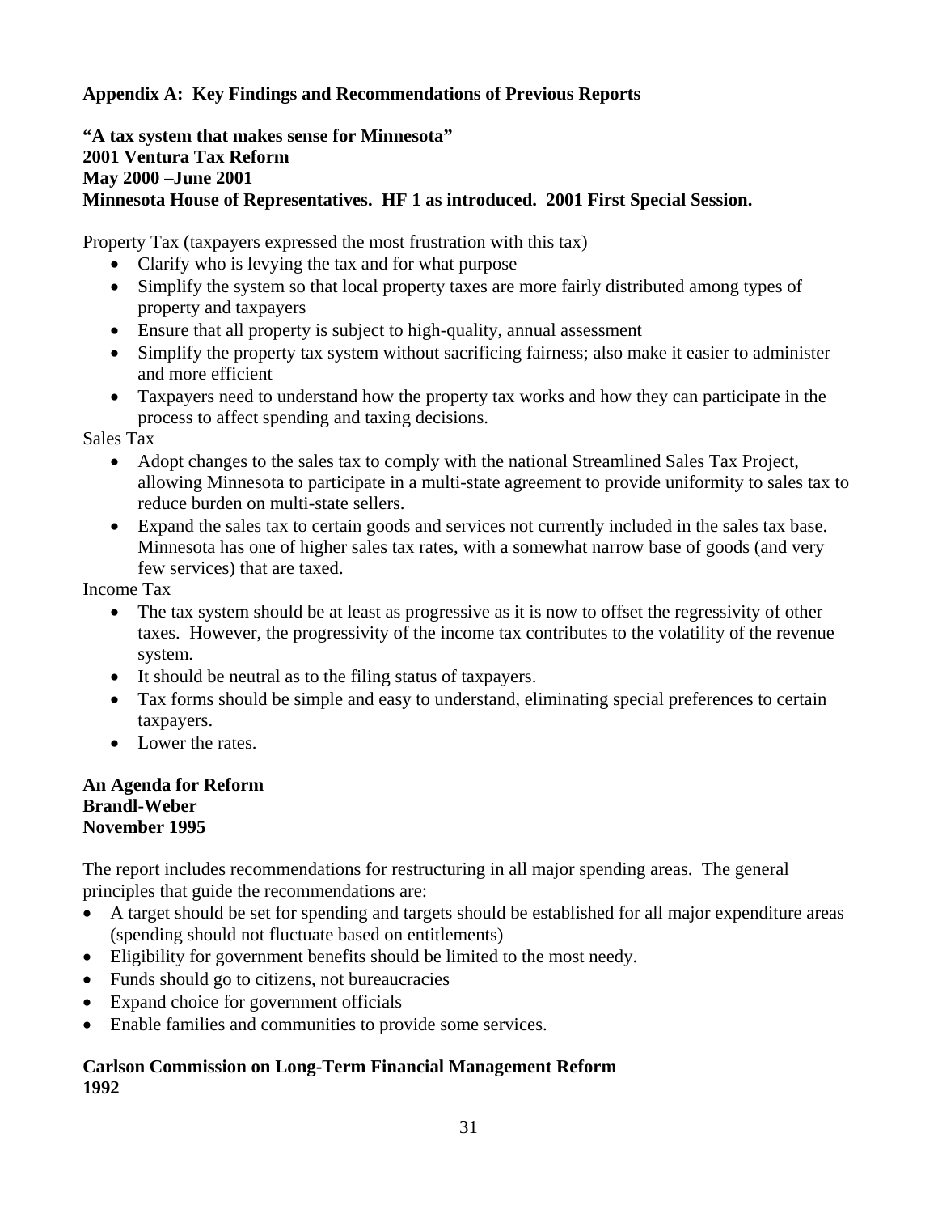**Appendix A: Key Findings and Recommendations of Previous Reports**

**"A tax system that makes sense for Minnesota"**
**2001 Ventura Tax Reform**
**May 2000 –June 2001**
**Minnesota House of Representatives. HF 1 as introduced. 2001 First Special Session.**

Property Tax (taxpayers expressed the most frustration with this tax)

- Clarify who is levying the tax and for what purpose
- Simplify the system so that local property taxes are more fairly distributed among types of property and taxpayers
- Ensure that all property is subject to high-quality, annual assessment
- Simplify the property tax system without sacrificing fairness; also make it easier to administer and more efficient
- Taxpayers need to understand how the property tax works and how they can participate in the process to affect spending and taxing decisions.

Sales Tax

- Adopt changes to the sales tax to comply with the national Streamlined Sales Tax Project, allowing Minnesota to participate in a multi-state agreement to provide uniformity to sales tax to reduce burden on multi-state sellers.
- Expand the sales tax to certain goods and services not currently included in the sales tax base. Minnesota has one of higher sales tax rates, with a somewhat narrow base of goods (and very few services) that are taxed.

Income Tax

- The tax system should be at least as progressive as it is now to offset the regressivity of other taxes. However, the progressivity of the income tax contributes to the volatility of the revenue system.
- It should be neutral as to the filing status of taxpayers.
- Tax forms should be simple and easy to understand, eliminating special preferences to certain taxpayers.
- Lower the rates.

**An Agenda for Reform**
**Brandl-Weber**
**November 1995**

The report includes recommendations for restructuring in all major spending areas. The general principles that guide the recommendations are:

- A target should be set for spending and targets should be established for all major expenditure areas (spending should not fluctuate based on entitlements)
- Eligibility for government benefits should be limited to the most needy.
- Funds should go to citizens, not bureaucracies
- Expand choice for government officials
- Enable families and communities to provide some services.

**Carlson Commission on Long-Term Financial Management Reform**
**1992**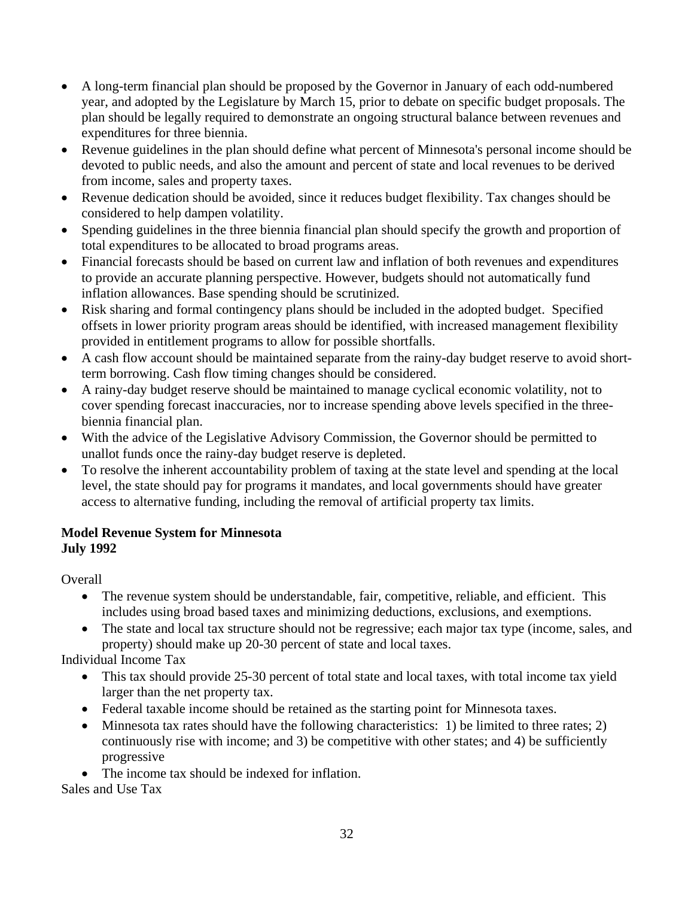- A long-term financial plan should be proposed by the Governor in January of each odd-numbered year, and adopted by the Legislature by March 15, prior to debate on specific budget proposals. The plan should be legally required to demonstrate an ongoing structural balance between revenues and expenditures for three biennia.
- Revenue guidelines in the plan should define what percent of Minnesota's personal income should be devoted to public needs, and also the amount and percent of state and local revenues to be derived from income, sales and property taxes.
- Revenue dedication should be avoided, since it reduces budget flexibility. Tax changes should be considered to help dampen volatility.
- Spending guidelines in the three biennia financial plan should specify the growth and proportion of total expenditures to be allocated to broad programs areas.
- Financial forecasts should be based on current law and inflation of both revenues and expenditures to provide an accurate planning perspective. However, budgets should not automatically fund inflation allowances. Base spending should be scrutinized.
- Risk sharing and formal contingency plans should be included in the adopted budget. Specified offsets in lower priority program areas should be identified, with increased management flexibility provided in entitlement programs to allow for possible shortfalls.
- A cash flow account should be maintained separate from the rainy-day budget reserve to avoid short-term borrowing. Cash flow timing changes should be considered.
- A rainy-day budget reserve should be maintained to manage cyclical economic volatility, not to cover spending forecast inaccuracies, nor to increase spending above levels specified in the three-biennia financial plan.
- With the advice of the Legislative Advisory Commission, the Governor should be permitted to unallot funds once the rainy-day budget reserve is depleted.
- To resolve the inherent accountability problem of taxing at the state level and spending at the local level, the state should pay for programs it mandates, and local governments should have greater access to alternative funding, including the removal of artificial property tax limits.

**Model Revenue System for Minnesota**
**July 1992**

Overall

- The revenue system should be understandable, fair, competitive, reliable, and efficient. This includes using broad based taxes and minimizing deductions, exclusions, and exemptions.
- The state and local tax structure should not be regressive; each major tax type (income, sales, and property) should make up 20-30 percent of state and local taxes.

Individual Income Tax

- This tax should provide 25-30 percent of total state and local taxes, with total income tax yield larger than the net property tax.
- Federal taxable income should be retained as the starting point for Minnesota taxes.
- Minnesota tax rates should have the following characteristics: 1) be limited to three rates; 2) continuously rise with income; and 3) be competitive with other states; and 4) be sufficiently progressive
- The income tax should be indexed for inflation.

Sales and Use Tax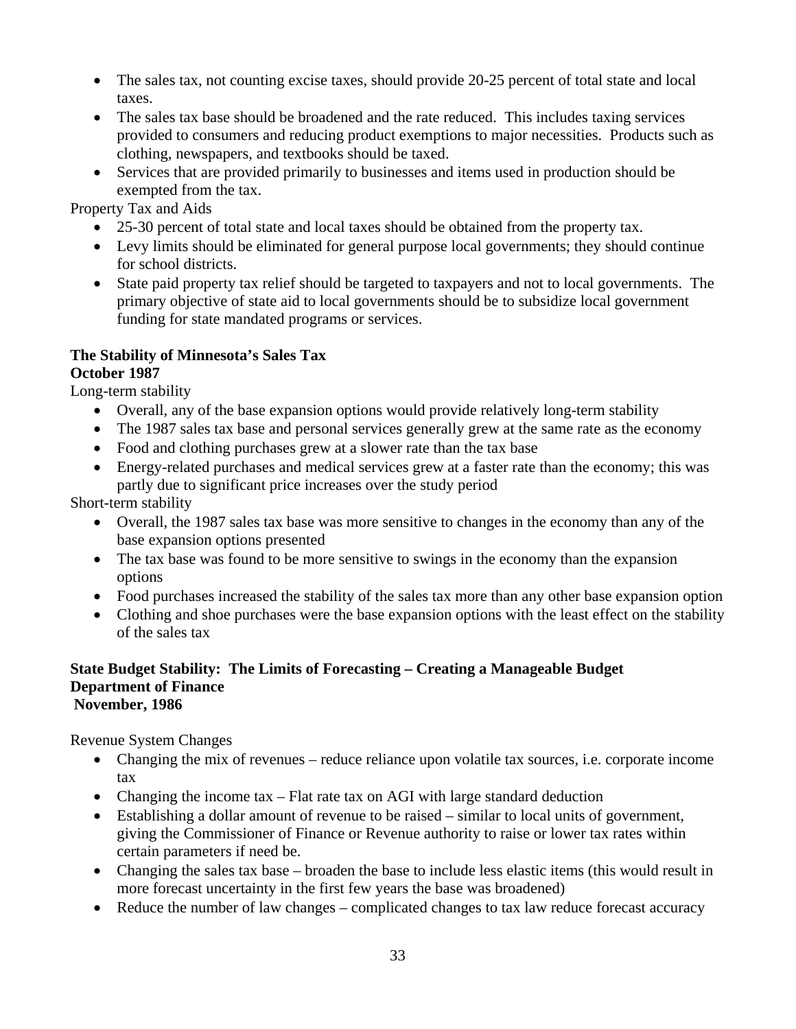- The sales tax, not counting excise taxes, should provide 20-25 percent of total state and local taxes.
- The sales tax base should be broadened and the rate reduced. This includes taxing services provided to consumers and reducing product exemptions to major necessities. Products such as clothing, newspapers, and textbooks should be taxed.
- Services that are provided primarily to businesses and items used in production should be exempted from the tax.

Property Tax and Aids

- 25-30 percent of total state and local taxes should be obtained from the property tax.
- Levy limits should be eliminated for general purpose local governments; they should continue for school districts.
- State paid property tax relief should be targeted to taxpayers and not to local governments. The primary objective of state aid to local governments should be to subsidize local government funding for state mandated programs or services.

**The Stability of Minnesota's Sales Tax**
**October 1987**

Long-term stability

- Overall, any of the base expansion options would provide relatively long-term stability
- The 1987 sales tax base and personal services generally grew at the same rate as the economy
- Food and clothing purchases grew at a slower rate than the tax base
- Energy-related purchases and medical services grew at a faster rate than the economy; this was partly due to significant price increases over the study period

Short-term stability

- Overall, the 1987 sales tax base was more sensitive to changes in the economy than any of the base expansion options presented
- The tax base was found to be more sensitive to swings in the economy than the expansion options
- Food purchases increased the stability of the sales tax more than any other base expansion option
- Clothing and shoe purchases were the base expansion options with the least effect on the stability of the sales tax

**State Budget Stability: The Limits of Forecasting – Creating a Manageable Budget**
**Department of Finance**
**November, 1986**

Revenue System Changes

- Changing the mix of revenues – reduce reliance upon volatile tax sources, i.e. corporate income tax
- Changing the income tax – Flat rate tax on AGI with large standard deduction
- Establishing a dollar amount of revenue to be raised – similar to local units of government, giving the Commissioner of Finance or Revenue authority to raise or lower tax rates within certain parameters if need be.
- Changing the sales tax base – broaden the base to include less elastic items (this would result in more forecast uncertainty in the first few years the base was broadened)
- Reduce the number of law changes – complicated changes to tax law reduce forecast accuracy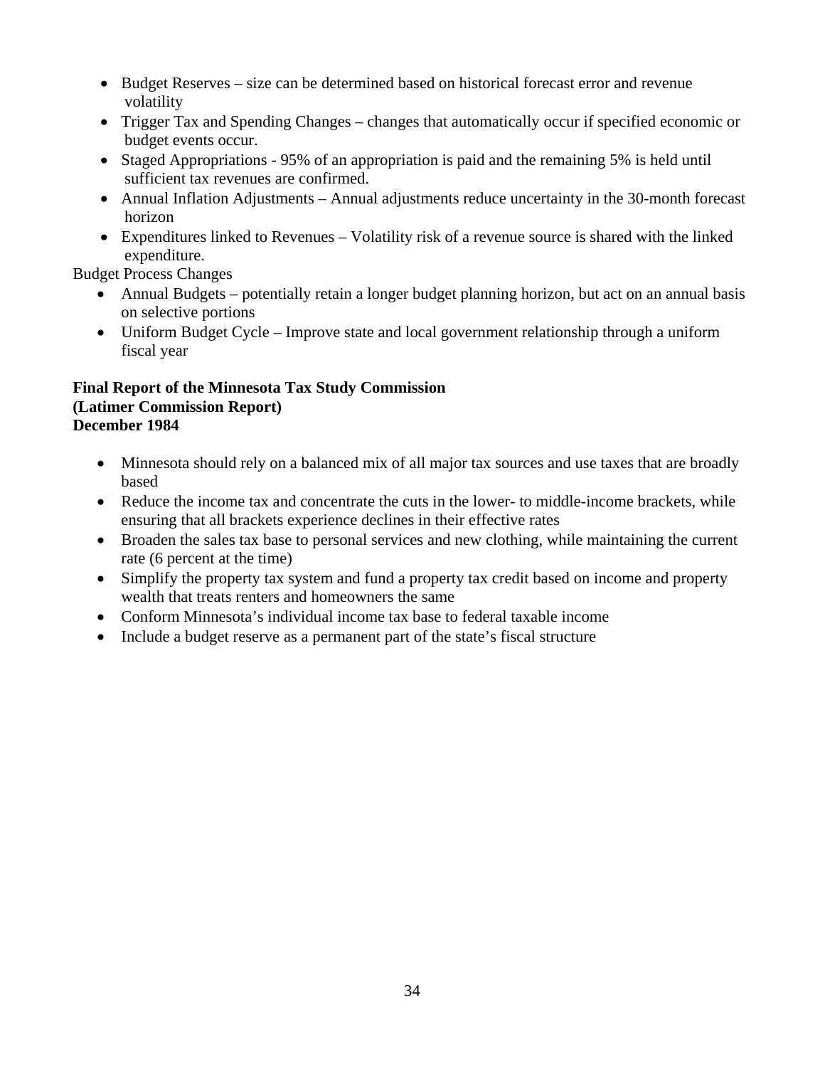- Budget Reserves – size can be determined based on historical forecast error and revenue volatility
- Trigger Tax and Spending Changes – changes that automatically occur if specified economic or budget events occur.
- Staged Appropriations - 95% of an appropriation is paid and the remaining 5% is held until sufficient tax revenues are confirmed.
- Annual Inflation Adjustments – Annual adjustments reduce uncertainty in the 30-month forecast horizon
- Expenditures linked to Revenues – Volatility risk of a revenue source is shared with the linked expenditure.

Budget Process Changes

- Annual Budgets – potentially retain a longer budget planning horizon, but act on an annual basis on selective portions
- Uniform Budget Cycle – Improve state and local government relationship through a uniform fiscal year

**Final Report of the Minnesota Tax Study Commission**
**(Latimer Commission Report)**
**December 1984**

- Minnesota should rely on a balanced mix of all major tax sources and use taxes that are broadly based
- Reduce the income tax and concentrate the cuts in the lower- to middle-income brackets, while ensuring that all brackets experience declines in their effective rates
- Broaden the sales tax base to personal services and new clothing, while maintaining the current rate (6 percent at the time)
- Simplify the property tax system and fund a property tax credit based on income and property wealth that treats renters and homeowners the same
- Conform Minnesota's individual income tax base to federal taxable income
- Include a budget reserve as a permanent part of the state's fiscal structure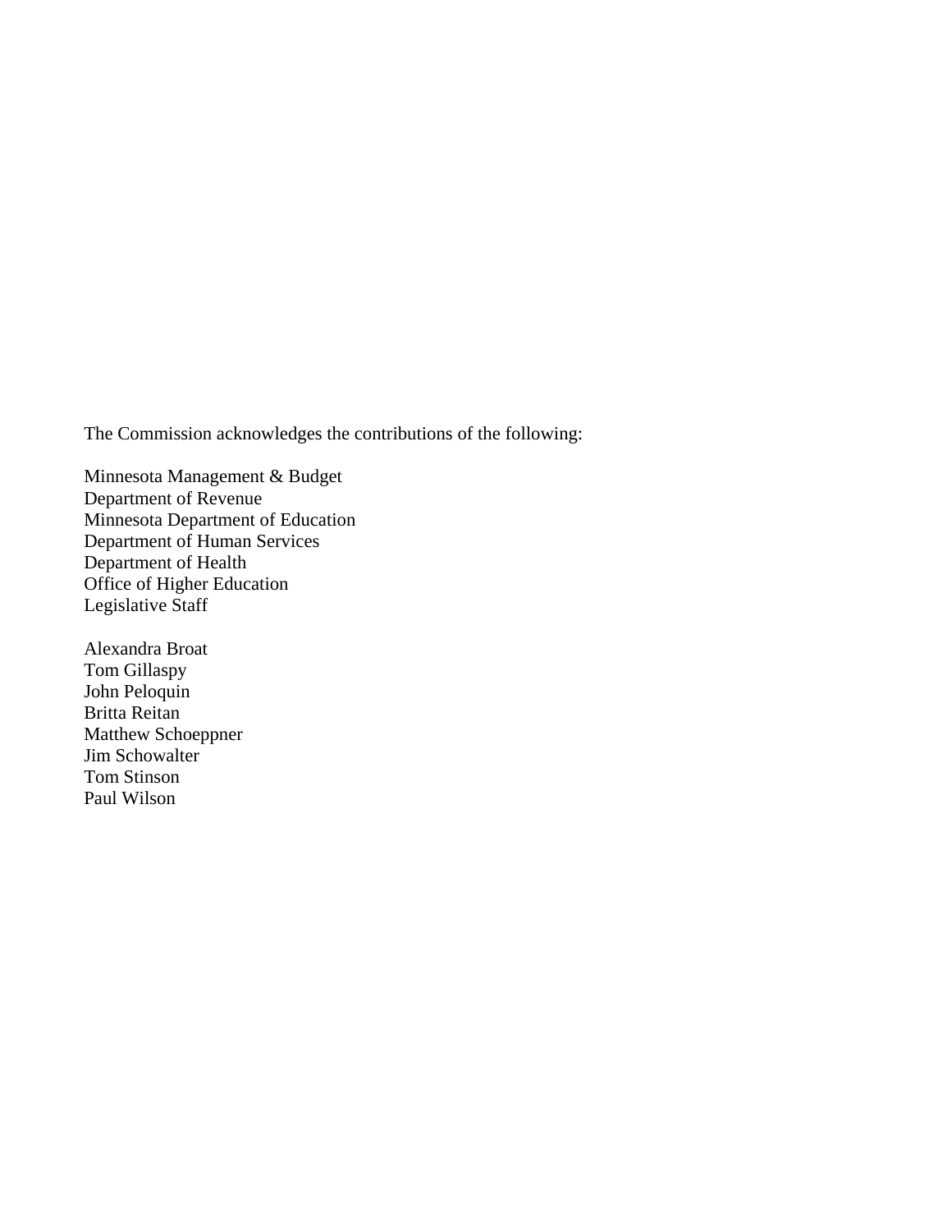The Commission acknowledges the contributions of the following:

Minnesota Management & Budget
Department of Revenue
Minnesota Department of Education
Department of Human Services
Department of Health
Office of Higher Education
Legislative Staff

Alexandra Broat
Tom Gillaspy
John Peloquin
Britta Reitan
Matthew Schoeppner
Jim Schowalter
Tom Stinson
Paul Wilson